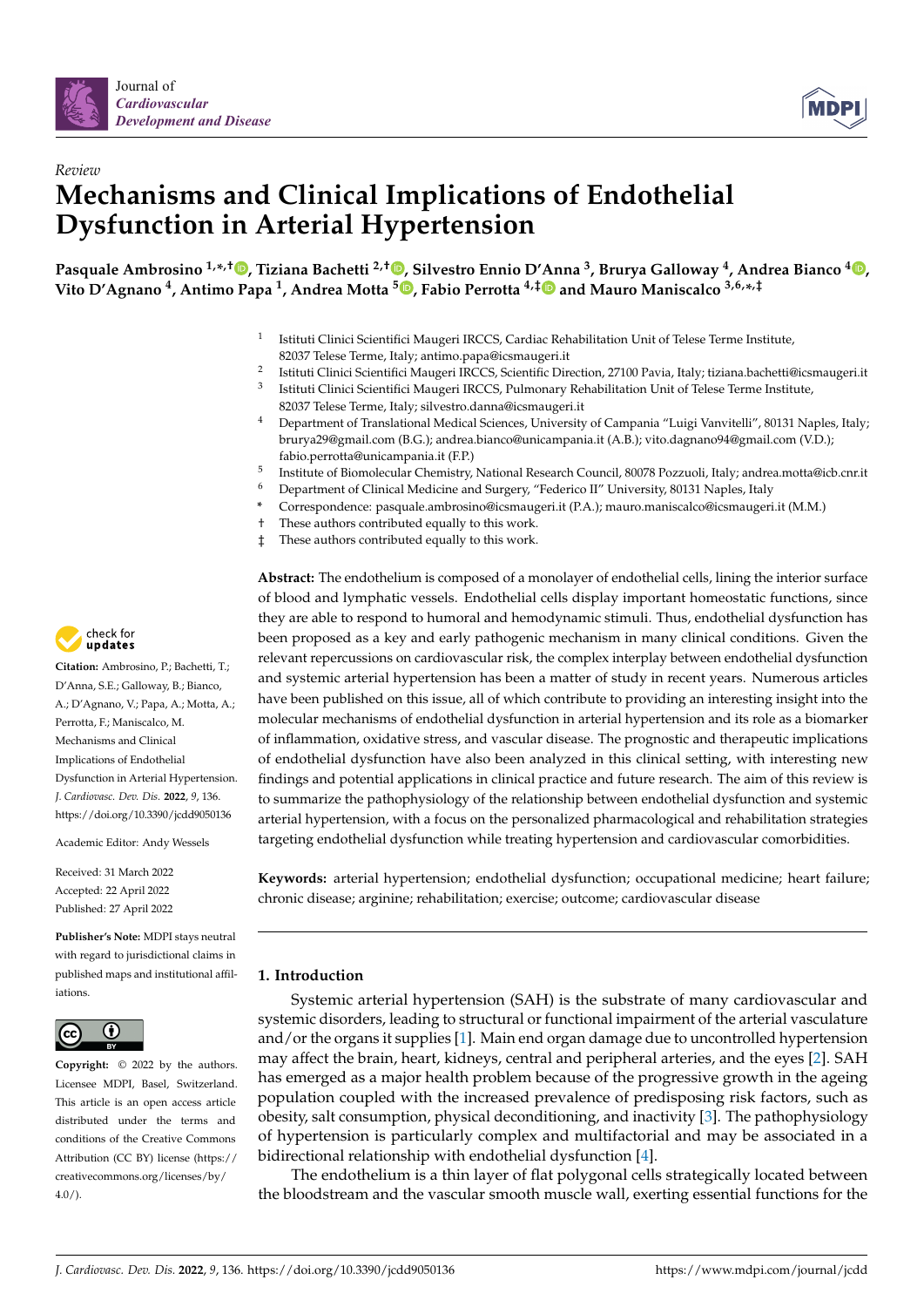Journal of *Cardiovascular Development and Disease*

*Review*

# Mechanisms and Clinical Implications of Endothelial Dysfunction in Arterial Hypertension

**Pasquale Ambrosino [1,*,†], Tiziana Bachetti [2,†], Silvestro Ennio D'Anna [3], Brurya Galloway [4], Andrea Bianco [4], Vito D'Agnano [4], Antimo Papa [1], Andrea Motta [5], Fabio Perrotta [4,‡] and Mauro Maniscalco [3,6,*,‡]**

1 Istituti Clinici Scientifici Maugeri IRCCS, Cardiac Rehabilitation Unit of Telese Terme Institute, 82037 Telese Terme, Italy; antimo.papa@icsmaugeri.it
2 Istituti Clinici Scientifici Maugeri IRCCS, Scientific Direction, 27100 Pavia, Italy; tiziana.bachetti@icsmaugeri.it
3 Istituti Clinici Scientifici Maugeri IRCCS, Pulmonary Rehabilitation Unit of Telese Terme Institute, 82037 Telese Terme, Italy; silvestro.danna@icsmaugeri.it
4 Department of Translational Medical Sciences, University of Campania "Luigi Vanvitelli", 80131 Naples, Italy; brurya29@gmail.com (B.G.); andrea.bianco@unicampania.it (A.B.); vito.dagnano94@gmail.com (V.D.); fabio.perrotta@unicampania.it (F.P.)
5 Institute of Biomolecular Chemistry, National Research Council, 80078 Pozzuoli, Italy; andrea.motta@icb.cnr.it
6 Department of Clinical Medicine and Surgery, "Federico II" University, 80131 Naples, Italy
* Correspondence: pasquale.ambrosino@icsmaugeri.it (P.A.); mauro.maniscalco@icsmaugeri.it (M.M.)
† These authors contributed equally to this work.
‡ These authors contributed equally to this work.

**Citation:** Ambrosino, P.; Bachetti, T.; D'Anna, S.E.; Galloway, B.; Bianco, A.; D'Agnano, V.; Papa, A.; Motta, A.; Perrotta, F.; Maniscalco, M. Mechanisms and Clinical Implications of Endothelial Dysfunction in Arterial Hypertension. *J. Cardiovasc. Dev. Dis.* **2022**, *9*, 136. https://doi.org/10.3390/jcdd9050136

Academic Editor: Andy Wessels

Received: 31 March 2022
Accepted: 22 April 2022
Published: 27 April 2022

**Publisher's Note:** MDPI stays neutral with regard to jurisdictional claims in published maps and institutional affiliations.

**Copyright:** © 2022 by the authors. Licensee MDPI, Basel, Switzerland. This article is an open access article distributed under the terms and conditions of the Creative Commons Attribution (CC BY) license (https://creativecommons.org/licenses/by/4.0/).

**Abstract:** The endothelium is composed of a monolayer of endothelial cells, lining the interior surface of blood and lymphatic vessels. Endothelial cells display important homeostatic functions, since they are able to respond to humoral and hemodynamic stimuli. Thus, endothelial dysfunction has been proposed as a key and early pathogenic mechanism in many clinical conditions. Given the relevant repercussions on cardiovascular risk, the complex interplay between endothelial dysfunction and systemic arterial hypertension has been a matter of study in recent years. Numerous articles have been published on this issue, all of which contribute to providing an interesting insight into the molecular mechanisms of endothelial dysfunction in arterial hypertension and its role as a biomarker of inflammation, oxidative stress, and vascular disease. The prognostic and therapeutic implications of endothelial dysfunction have also been analyzed in this clinical setting, with interesting new findings and potential applications in clinical practice and future research. The aim of this review is to summarize the pathophysiology of the relationship between endothelial dysfunction and systemic arterial hypertension, with a focus on the personalized pharmacological and rehabilitation strategies targeting endothelial dysfunction while treating hypertension and cardiovascular comorbidities.

**Keywords:** arterial hypertension; endothelial dysfunction; occupational medicine; heart failure; chronic disease; arginine; rehabilitation; exercise; outcome; cardiovascular disease

## 1. Introduction

Systemic arterial hypertension (SAH) is the substrate of many cardiovascular and systemic disorders, leading to structural or functional impairment of the arterial vasculature and/or the organs it supplies [1]. Main end organ damage due to uncontrolled hypertension may affect the brain, heart, kidneys, central and peripheral arteries, and the eyes [2]. SAH has emerged as a major health problem because of the progressive growth in the ageing population coupled with the increased prevalence of predisposing risk factors, such as obesity, salt consumption, physical deconditioning, and inactivity [3]. The pathophysiology of hypertension is particularly complex and multifactorial and may be associated in a bidirectional relationship with endothelial dysfunction [4].

The endothelium is a thin layer of flat polygonal cells strategically located between the bloodstream and the vascular smooth muscle wall, exerting essential functions for the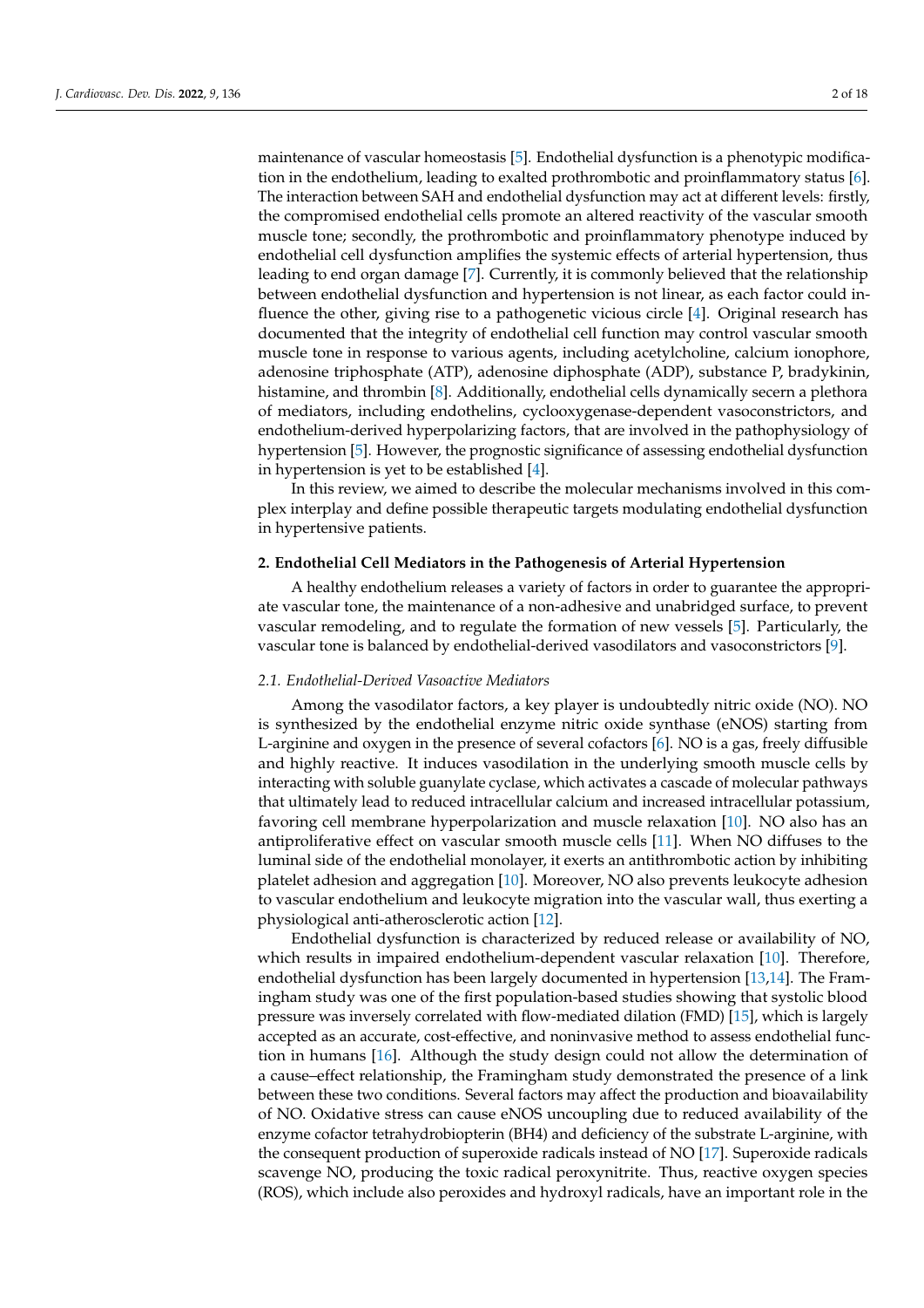maintenance of vascular homeostasis [5]. Endothelial dysfunction is a phenotypic modification in the endothelium, leading to exalted prothrombotic and proinflammatory status [6]. The interaction between SAH and endothelial dysfunction may act at different levels: firstly, the compromised endothelial cells promote an altered reactivity of the vascular smooth muscle tone; secondly, the prothrombotic and proinflammatory phenotype induced by endothelial cell dysfunction amplifies the systemic effects of arterial hypertension, thus leading to end organ damage [7]. Currently, it is commonly believed that the relationship between endothelial dysfunction and hypertension is not linear, as each factor could influence the other, giving rise to a pathogenetic vicious circle [4]. Original research has documented that the integrity of endothelial cell function may control vascular smooth muscle tone in response to various agents, including acetylcholine, calcium ionophore, adenosine triphosphate (ATP), adenosine diphosphate (ADP), substance P, bradykinin, histamine, and thrombin [8]. Additionally, endothelial cells dynamically secern a plethora of mediators, including endothelins, cyclooxygenase-dependent vasoconstrictors, and endothelium-derived hyperpolarizing factors, that are involved in the pathophysiology of hypertension [5]. However, the prognostic significance of assessing endothelial dysfunction in hypertension is yet to be established [4].

In this review, we aimed to describe the molecular mechanisms involved in this complex interplay and define possible therapeutic targets modulating endothelial dysfunction in hypertensive patients.

## 2. Endothelial Cell Mediators in the Pathogenesis of Arterial Hypertension

A healthy endothelium releases a variety of factors in order to guarantee the appropriate vascular tone, the maintenance of a non-adhesive and unabridged surface, to prevent vascular remodeling, and to regulate the formation of new vessels [5]. Particularly, the vascular tone is balanced by endothelial-derived vasodilators and vasoconstrictors [9].

### *2.1. Endothelial-Derived Vasoactive Mediators*

Among the vasodilator factors, a key player is undoubtedly nitric oxide (NO). NO is synthesized by the endothelial enzyme nitric oxide synthase (eNOS) starting from L-arginine and oxygen in the presence of several cofactors [6]. NO is a gas, freely diffusible and highly reactive. It induces vasodilation in the underlying smooth muscle cells by interacting with soluble guanylate cyclase, which activates a cascade of molecular pathways that ultimately lead to reduced intracellular calcium and increased intracellular potassium, favoring cell membrane hyperpolarization and muscle relaxation [10]. NO also has an antiproliferative effect on vascular smooth muscle cells [11]. When NO diffuses to the luminal side of the endothelial monolayer, it exerts an antithrombotic action by inhibiting platelet adhesion and aggregation [10]. Moreover, NO also prevents leukocyte adhesion to vascular endothelium and leukocyte migration into the vascular wall, thus exerting a physiological anti-atherosclerotic action [12].

Endothelial dysfunction is characterized by reduced release or availability of NO, which results in impaired endothelium-dependent vascular relaxation [10]. Therefore, endothelial dysfunction has been largely documented in hypertension [13,14]. The Framingham study was one of the first population-based studies showing that systolic blood pressure was inversely correlated with flow-mediated dilation (FMD) [15], which is largely accepted as an accurate, cost-effective, and noninvasive method to assess endothelial function in humans [16]. Although the study design could not allow the determination of a cause–effect relationship, the Framingham study demonstrated the presence of a link between these two conditions. Several factors may affect the production and bioavailability of NO. Oxidative stress can cause eNOS uncoupling due to reduced availability of the enzyme cofactor tetrahydrobiopterin (BH4) and deficiency of the substrate L-arginine, with the consequent production of superoxide radicals instead of NO [17]. Superoxide radicals scavenge NO, producing the toxic radical peroxynitrite. Thus, reactive oxygen species (ROS), which include also peroxides and hydroxyl radicals, have an important role in the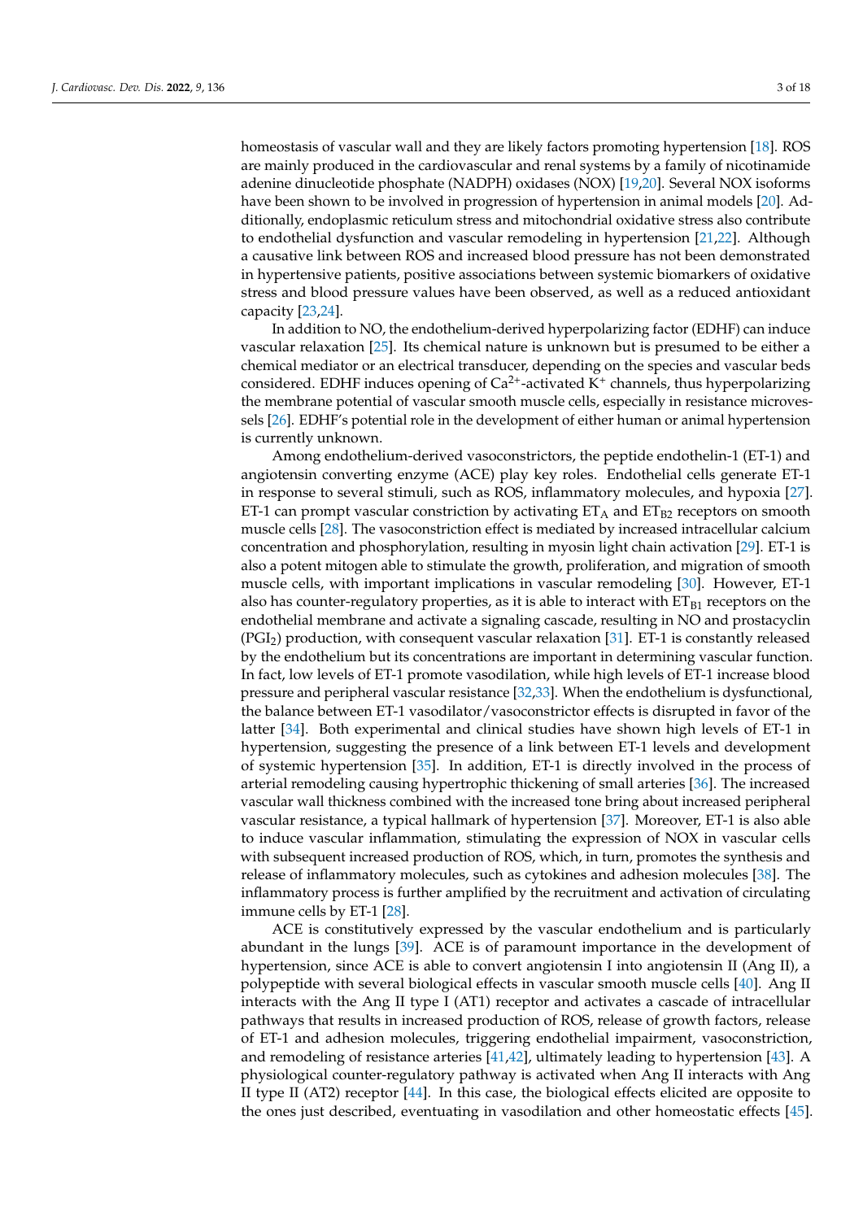homeostasis of vascular wall and they are likely factors promoting hypertension [18]. ROS are mainly produced in the cardiovascular and renal systems by a family of nicotinamide adenine dinucleotide phosphate (NADPH) oxidases (NOX) [19,20]. Several NOX isoforms have been shown to be involved in progression of hypertension in animal models [20]. Additionally, endoplasmic reticulum stress and mitochondrial oxidative stress also contribute to endothelial dysfunction and vascular remodeling in hypertension [21,22]. Although a causative link between ROS and increased blood pressure has not been demonstrated in hypertensive patients, positive associations between systemic biomarkers of oxidative stress and blood pressure values have been observed, as well as a reduced antioxidant capacity [23,24].

In addition to NO, the endothelium-derived hyperpolarizing factor (EDHF) can induce vascular relaxation [25]. Its chemical nature is unknown but is presumed to be either a chemical mediator or an electrical transducer, depending on the species and vascular beds considered. EDHF induces opening of $Ca^{2+}$-activated $K^{+}$ channels, thus hyperpolarizing the membrane potential of vascular smooth muscle cells, especially in resistance microvessels [26]. EDHF's potential role in the development of either human or animal hypertension is currently unknown.

Among endothelium-derived vasoconstrictors, the peptide endothelin-1 (ET-1) and angiotensin converting enzyme (ACE) play key roles. Endothelial cells generate ET-1 in response to several stimuli, such as ROS, inflammatory molecules, and hypoxia [27]. ET-1 can prompt vascular constriction by activating $ET_A$ and $ET_{B2}$ receptors on smooth muscle cells [28]. The vasoconstriction effect is mediated by increased intracellular calcium concentration and phosphorylation, resulting in myosin light chain activation [29]. ET-1 is also a potent mitogen able to stimulate the growth, proliferation, and migration of smooth muscle cells, with important implications in vascular remodeling [30]. However, ET-1 also has counter-regulatory properties, as it is able to interact with $ET_{B1}$ receptors on the endothelial membrane and activate a signaling cascade, resulting in NO and prostacyclin ($PGI_2$) production, with consequent vascular relaxation [31]. ET-1 is constantly released by the endothelium but its concentrations are important in determining vascular function. In fact, low levels of ET-1 promote vasodilation, while high levels of ET-1 increase blood pressure and peripheral vascular resistance [32,33]. When the endothelium is dysfunctional, the balance between ET-1 vasodilator/vasoconstrictor effects is disrupted in favor of the latter [34]. Both experimental and clinical studies have shown high levels of ET-1 in hypertension, suggesting the presence of a link between ET-1 levels and development of systemic hypertension [35]. In addition, ET-1 is directly involved in the process of arterial remodeling causing hypertrophic thickening of small arteries [36]. The increased vascular wall thickness combined with the increased tone bring about increased peripheral vascular resistance, a typical hallmark of hypertension [37]. Moreover, ET-1 is also able to induce vascular inflammation, stimulating the expression of NOX in vascular cells with subsequent increased production of ROS, which, in turn, promotes the synthesis and release of inflammatory molecules, such as cytokines and adhesion molecules [38]. The inflammatory process is further amplified by the recruitment and activation of circulating immune cells by ET-1 [28].

ACE is constitutively expressed by the vascular endothelium and is particularly abundant in the lungs [39]. ACE is of paramount importance in the development of hypertension, since ACE is able to convert angiotensin I into angiotensin II (Ang II), a polypeptide with several biological effects in vascular smooth muscle cells [40]. Ang II interacts with the Ang II type I (AT1) receptor and activates a cascade of intracellular pathways that results in increased production of ROS, release of growth factors, release of ET-1 and adhesion molecules, triggering endothelial impairment, vasoconstriction, and remodeling of resistance arteries [41,42], ultimately leading to hypertension [43]. A physiological counter-regulatory pathway is activated when Ang II interacts with Ang II type II (AT2) receptor [44]. In this case, the biological effects elicited are opposite to the ones just described, eventuating in vasodilation and other homeostatic effects [45].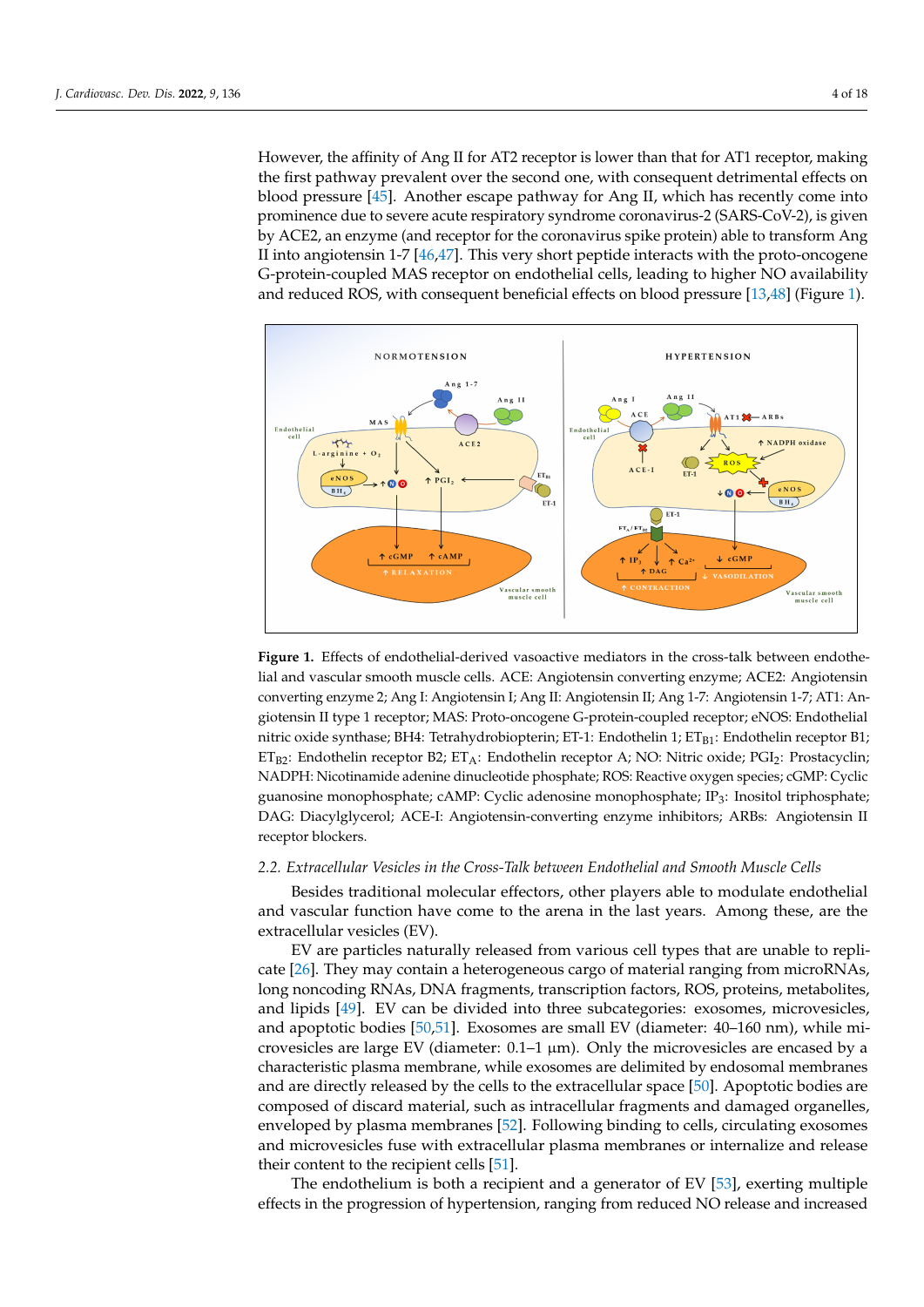However, the affinity of Ang II for AT2 receptor is lower than that for AT1 receptor, making the first pathway prevalent over the second one, with consequent detrimental effects on blood pressure [45]. Another escape pathway for Ang II, which has recently come into prominence due to severe acute respiratory syndrome coronavirus-2 (SARS-CoV-2), is given by ACE2, an enzyme (and receptor for the coronavirus spike protein) able to transform Ang II into angiotensin 1-7 [46,47]. This very short peptide interacts with the proto-oncogene G-protein-coupled MAS receptor on endothelial cells, leading to higher NO availability and reduced ROS, with consequent beneficial effects on blood pressure [13,48] (Figure 1).

**Figure 1.** Effects of endothelial-derived vasoactive mediators in the cross-talk between endothelial and vascular smooth muscle cells. ACE: Angiotensin converting enzyme; ACE2: Angiotensin converting enzyme 2; Ang I: Angiotensin I; Ang II: Angiotensin II; Ang 1-7: Angiotensin 1-7; AT1: Angiotensin II type 1 receptor; MAS: Proto-oncogene G-protein-coupled receptor; eNOS: Endothelial nitric oxide synthase; BH4: Tetrahydrobiopterin; ET-1: Endothelin 1; $ET_{B1}$: Endothelin receptor B1; $ET_{B2}$: Endothelin receptor B2; $ET_A$: Endothelin receptor A; NO: Nitric oxide; $PGI_2$: Prostacyclin; NADPH: Nicotinamide adenine dinucleotide phosphate; ROS: Reactive oxygen species; cGMP: Cyclic guanosine monophosphate; cAMP: Cyclic adenosine monophosphate; $IP_3$: Inositol triphosphate; DAG: Diacylglycerol; ACE-I: Angiotensin-converting enzyme inhibitors; ARBs: Angiotensin II receptor blockers.

### 2.2. *Extracellular Vesicles in the Cross-Talk between Endothelial and Smooth Muscle Cells*

Besides traditional molecular effectors, other players able to modulate endothelial and vascular function have come to the arena in the last years. Among these, are the extracellular vesicles (EV).

EV are particles naturally released from various cell types that are unable to replicate [26]. They may contain a heterogeneous cargo of material ranging from microRNAs, long noncoding RNAs, DNA fragments, transcription factors, ROS, proteins, metabolites, and lipids [49]. EV can be divided into three subcategories: exosomes, microvesicles, and apoptotic bodies [50,51]. Exosomes are small EV (diameter: 40–160 nm), while microvesicles are large EV (diameter: 0.1–1 µm). Only the microvesicles are encased by a characteristic plasma membrane, while exosomes are delimited by endosomal membranes and are directly released by the cells to the extracellular space [50]. Apoptotic bodies are composed of discard material, such as intracellular fragments and damaged organelles, enveloped by plasma membranes [52]. Following binding to cells, circulating exosomes and microvesicles fuse with extracellular plasma membranes or internalize and release their content to the recipient cells [51].

The endothelium is both a recipient and a generator of EV [53], exerting multiple effects in the progression of hypertension, ranging from reduced NO release and increased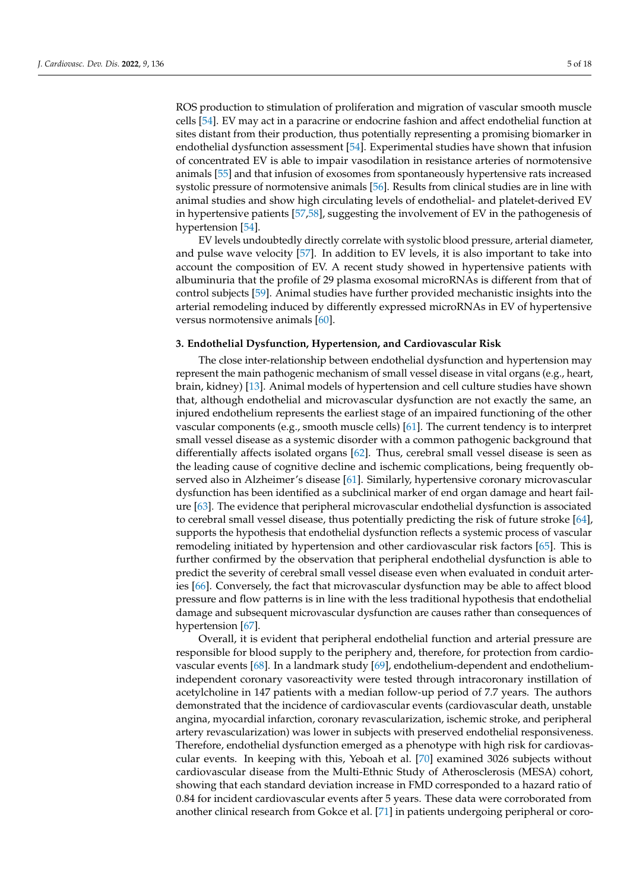ROS production to stimulation of proliferation and migration of vascular smooth muscle cells [54]. EV may act in a paracrine or endocrine fashion and affect endothelial function at sites distant from their production, thus potentially representing a promising biomarker in endothelial dysfunction assessment [54]. Experimental studies have shown that infusion of concentrated EV is able to impair vasodilation in resistance arteries of normotensive animals [55] and that infusion of exosomes from spontaneously hypertensive rats increased systolic pressure of normotensive animals [56]. Results from clinical studies are in line with animal studies and show high circulating levels of endothelial- and platelet-derived EV in hypertensive patients [57,58], suggesting the involvement of EV in the pathogenesis of hypertension [54].

EV levels undoubtedly directly correlate with systolic blood pressure, arterial diameter, and pulse wave velocity [57]. In addition to EV levels, it is also important to take into account the composition of EV. A recent study showed in hypertensive patients with albuminuria that the profile of 29 plasma exosomal microRNAs is different from that of control subjects [59]. Animal studies have further provided mechanistic insights into the arterial remodeling induced by differently expressed microRNAs in EV of hypertensive versus normotensive animals [60].

## 3. Endothelial Dysfunction, Hypertension, and Cardiovascular Risk

The close inter-relationship between endothelial dysfunction and hypertension may represent the main pathogenic mechanism of small vessel disease in vital organs (e.g., heart, brain, kidney) [13]. Animal models of hypertension and cell culture studies have shown that, although endothelial and microvascular dysfunction are not exactly the same, an injured endothelium represents the earliest stage of an impaired functioning of the other vascular components (e.g., smooth muscle cells) [61]. The current tendency is to interpret small vessel disease as a systemic disorder with a common pathogenic background that differentially affects isolated organs [62]. Thus, cerebral small vessel disease is seen as the leading cause of cognitive decline and ischemic complications, being frequently observed also in Alzheimer's disease [61]. Similarly, hypertensive coronary microvascular dysfunction has been identified as a subclinical marker of end organ damage and heart failure [63]. The evidence that peripheral microvascular endothelial dysfunction is associated to cerebral small vessel disease, thus potentially predicting the risk of future stroke [64], supports the hypothesis that endothelial dysfunction reflects a systemic process of vascular remodeling initiated by hypertension and other cardiovascular risk factors [65]. This is further confirmed by the observation that peripheral endothelial dysfunction is able to predict the severity of cerebral small vessel disease even when evaluated in conduit arteries [66]. Conversely, the fact that microvascular dysfunction may be able to affect blood pressure and flow patterns is in line with the less traditional hypothesis that endothelial damage and subsequent microvascular dysfunction are causes rather than consequences of hypertension [67].

Overall, it is evident that peripheral endothelial function and arterial pressure are responsible for blood supply to the periphery and, therefore, for protection from cardiovascular events [68]. In a landmark study [69], endothelium-dependent and endothelium-independent coronary vasoreactivity were tested through intracoronary instillation of acetylcholine in 147 patients with a median follow-up period of 7.7 years. The authors demonstrated that the incidence of cardiovascular events (cardiovascular death, unstable angina, myocardial infarction, coronary revascularization, ischemic stroke, and peripheral artery revascularization) was lower in subjects with preserved endothelial responsiveness. Therefore, endothelial dysfunction emerged as a phenotype with high risk for cardiovascular events. In keeping with this, Yeboah et al. [70] examined 3026 subjects without cardiovascular disease from the Multi-Ethnic Study of Atherosclerosis (MESA) cohort, showing that each standard deviation increase in FMD corresponded to a hazard ratio of 0.84 for incident cardiovascular events after 5 years. These data were corroborated from another clinical research from Gokce et al. [71] in patients undergoing peripheral or coro-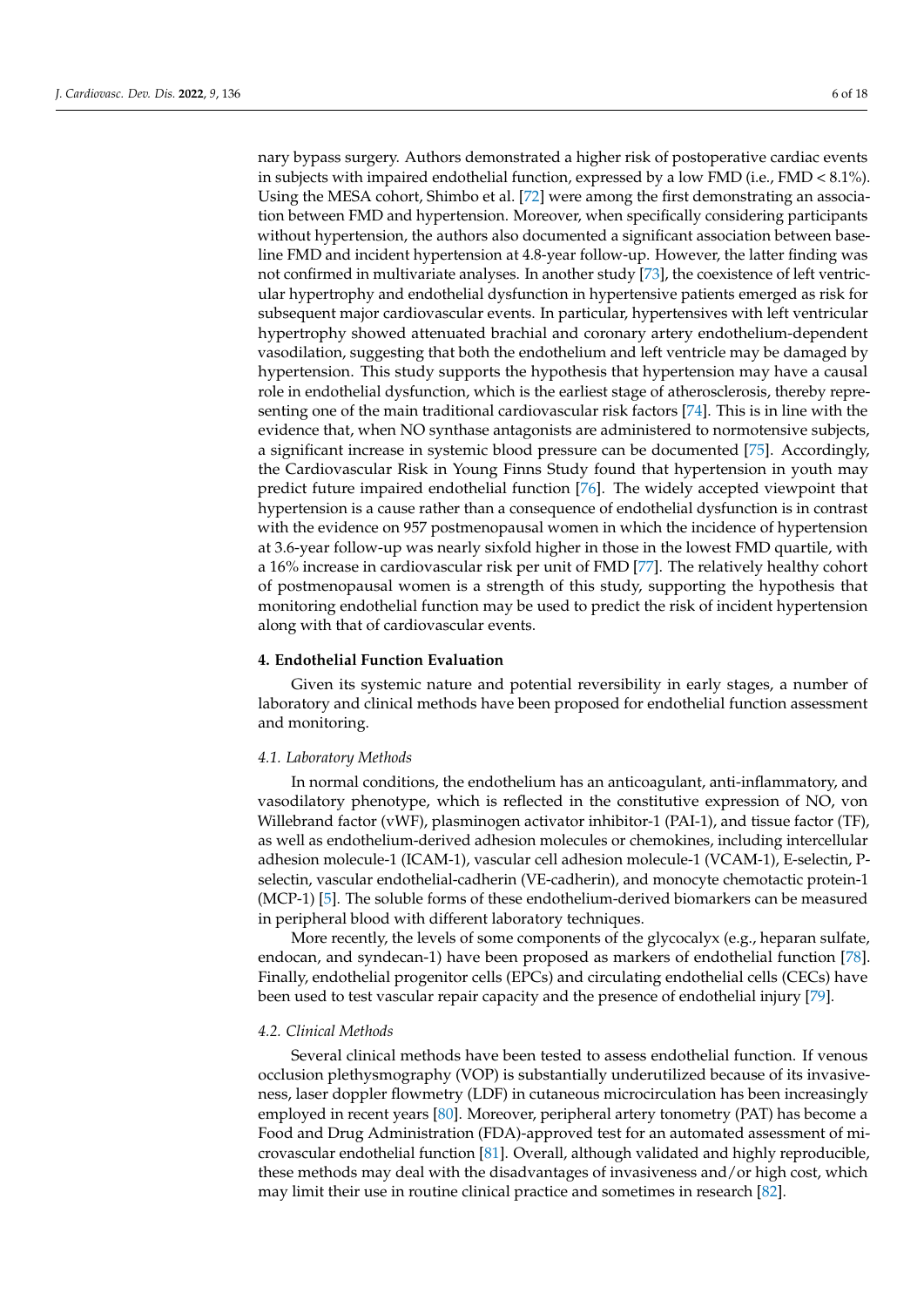nary bypass surgery. Authors demonstrated a higher risk of postoperative cardiac events in subjects with impaired endothelial function, expressed by a low FMD (i.e., FMD < 8.1%). Using the MESA cohort, Shimbo et al. [72] were among the first demonstrating an association between FMD and hypertension. Moreover, when specifically considering participants without hypertension, the authors also documented a significant association between baseline FMD and incident hypertension at 4.8-year follow-up. However, the latter finding was not confirmed in multivariate analyses. In another study [73], the coexistence of left ventricular hypertrophy and endothelial dysfunction in hypertensive patients emerged as risk for subsequent major cardiovascular events. In particular, hypertensives with left ventricular hypertrophy showed attenuated brachial and coronary artery endothelium-dependent vasodilation, suggesting that both the endothelium and left ventricle may be damaged by hypertension. This study supports the hypothesis that hypertension may have a causal role in endothelial dysfunction, which is the earliest stage of atherosclerosis, thereby representing one of the main traditional cardiovascular risk factors [74]. This is in line with the evidence that, when NO synthase antagonists are administered to normotensive subjects, a significant increase in systemic blood pressure can be documented [75]. Accordingly, the Cardiovascular Risk in Young Finns Study found that hypertension in youth may predict future impaired endothelial function [76]. The widely accepted viewpoint that hypertension is a cause rather than a consequence of endothelial dysfunction is in contrast with the evidence on 957 postmenopausal women in which the incidence of hypertension at 3.6-year follow-up was nearly sixfold higher in those in the lowest FMD quartile, with a 16% increase in cardiovascular risk per unit of FMD [77]. The relatively healthy cohort of postmenopausal women is a strength of this study, supporting the hypothesis that monitoring endothelial function may be used to predict the risk of incident hypertension along with that of cardiovascular events.

## 4. Endothelial Function Evaluation

Given its systemic nature and potential reversibility in early stages, a number of laboratory and clinical methods have been proposed for endothelial function assessment and monitoring.

### *4.1. Laboratory Methods*

In normal conditions, the endothelium has an anticoagulant, anti-inflammatory, and vasodilatory phenotype, which is reflected in the constitutive expression of NO, von Willebrand factor (vWF), plasminogen activator inhibitor-1 (PAI-1), and tissue factor (TF), as well as endothelium-derived adhesion molecules or chemokines, including intercellular adhesion molecule-1 (ICAM-1), vascular cell adhesion molecule-1 (VCAM-1), E-selectin, P-selectin, vascular endothelial-cadherin (VE-cadherin), and monocyte chemotactic protein-1 (MCP-1) [5]. The soluble forms of these endothelium-derived biomarkers can be measured in peripheral blood with different laboratory techniques.

More recently, the levels of some components of the glycocalyx (e.g., heparan sulfate, endocan, and syndecan-1) have been proposed as markers of endothelial function [78]. Finally, endothelial progenitor cells (EPCs) and circulating endothelial cells (CECs) have been used to test vascular repair capacity and the presence of endothelial injury [79].

### *4.2. Clinical Methods*

Several clinical methods have been tested to assess endothelial function. If venous occlusion plethysmography (VOP) is substantially underutilized because of its invasiveness, laser doppler flowmetry (LDF) in cutaneous microcirculation has been increasingly employed in recent years [80]. Moreover, peripheral artery tonometry (PAT) has become a Food and Drug Administration (FDA)-approved test for an automated assessment of microvascular endothelial function [81]. Overall, although validated and highly reproducible, these methods may deal with the disadvantages of invasiveness and/or high cost, which may limit their use in routine clinical practice and sometimes in research [82].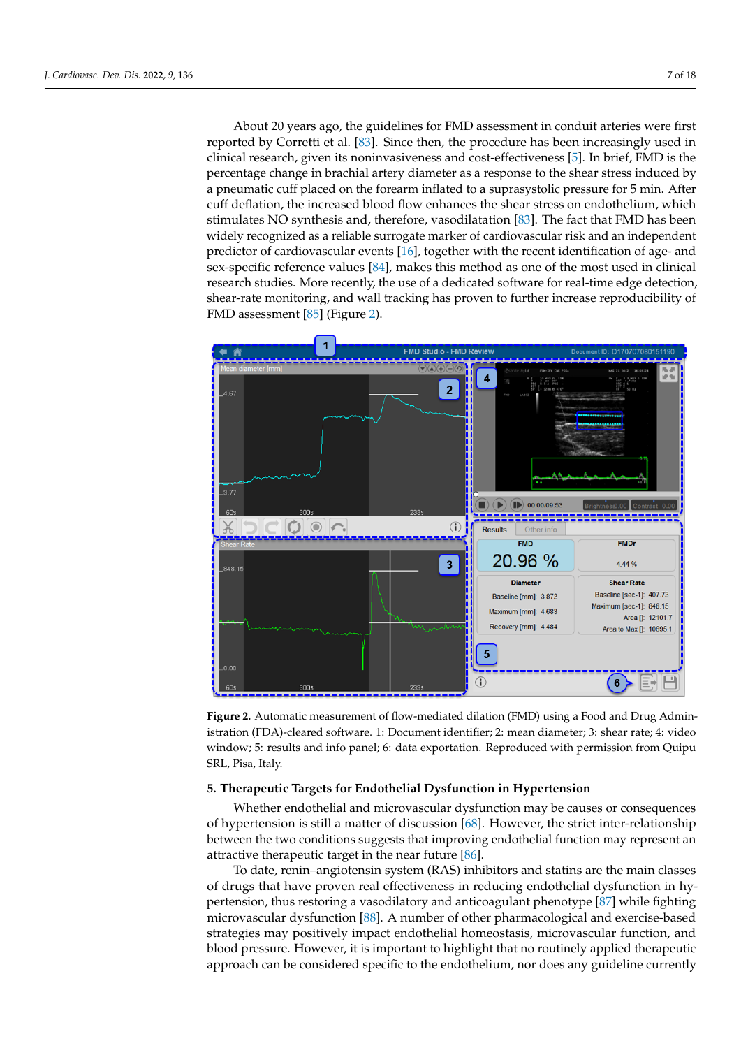About 20 years ago, the guidelines for FMD assessment in conduit arteries were first reported by Corretti et al. [83]. Since then, the procedure has been increasingly used in clinical research, given its noninvasiveness and cost-effectiveness [5]. In brief, FMD is the percentage change in brachial artery diameter as a response to the shear stress induced by a pneumatic cuff placed on the forearm inflated to a suprasystolic pressure for 5 min. After cuff deflation, the increased blood flow enhances the shear stress on endothelium, which stimulates NO synthesis and, therefore, vasodilatation [83]. The fact that FMD has been widely recognized as a reliable surrogate marker of cardiovascular risk and an independent predictor of cardiovascular events [16], together with the recent identification of age- and sex-specific reference values [84], makes this method as one of the most used in clinical research studies. More recently, the use of a dedicated software for real-time edge detection, shear-rate monitoring, and wall tracking has proven to further increase reproducibility of FMD assessment [85] (Figure 2).

**Figure 2.** Automatic measurement of flow-mediated dilation (FMD) using a Food and Drug Administration (FDA)-cleared software. 1: Document identifier; 2: mean diameter; 3: shear rate; 4: video window; 5: results and info panel; 6: data exportation. Reproduced with permission from Quipu SRL, Pisa, Italy.

## 5. Therapeutic Targets for Endothelial Dysfunction in Hypertension

Whether endothelial and microvascular dysfunction may be causes or consequences of hypertension is still a matter of discussion [68]. However, the strict inter-relationship between the two conditions suggests that improving endothelial function may represent an attractive therapeutic target in the near future [86].

To date, renin–angiotensin system (RAS) inhibitors and statins are the main classes of drugs that have proven real effectiveness in reducing endothelial dysfunction in hypertension, thus restoring a vasodilatory and anticoagulant phenotype [87] while fighting microvascular dysfunction [88]. A number of other pharmacological and exercise-based strategies may positively impact endothelial homeostasis, microvascular function, and blood pressure. However, it is important to highlight that no routinely applied therapeutic approach can be considered specific to the endothelium, nor does any guideline currently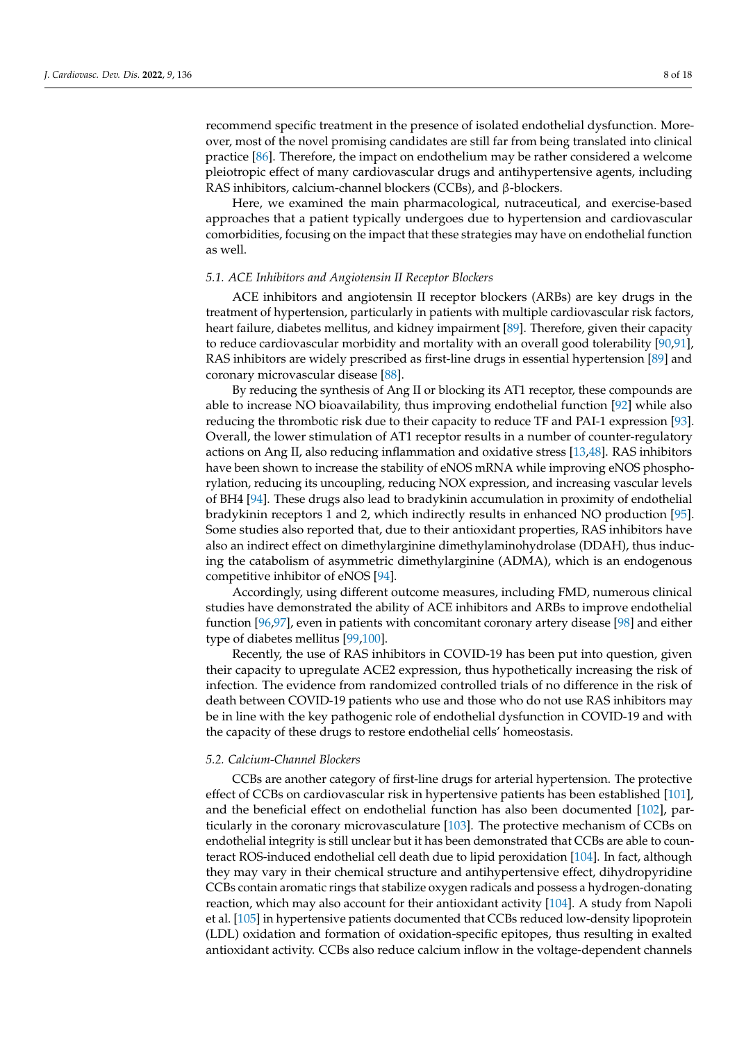recommend specific treatment in the presence of isolated endothelial dysfunction. Moreover, most of the novel promising candidates are still far from being translated into clinical practice [86]. Therefore, the impact on endothelium may be rather considered a welcome pleiotropic effect of many cardiovascular drugs and antihypertensive agents, including RAS inhibitors, calcium-channel blockers (CCBs), and β-blockers.

Here, we examined the main pharmacological, nutraceutical, and exercise-based approaches that a patient typically undergoes due to hypertension and cardiovascular comorbidities, focusing on the impact that these strategies may have on endothelial function as well.

### *5.1. ACE Inhibitors and Angiotensin II Receptor Blockers*

ACE inhibitors and angiotensin II receptor blockers (ARBs) are key drugs in the treatment of hypertension, particularly in patients with multiple cardiovascular risk factors, heart failure, diabetes mellitus, and kidney impairment [89]. Therefore, given their capacity to reduce cardiovascular morbidity and mortality with an overall good tolerability [90,91], RAS inhibitors are widely prescribed as first-line drugs in essential hypertension [89] and coronary microvascular disease [88].

By reducing the synthesis of Ang II or blocking its AT1 receptor, these compounds are able to increase NO bioavailability, thus improving endothelial function [92] while also reducing the thrombotic risk due to their capacity to reduce TF and PAI-1 expression [93]. Overall, the lower stimulation of AT1 receptor results in a number of counter-regulatory actions on Ang II, also reducing inflammation and oxidative stress [13,48]. RAS inhibitors have been shown to increase the stability of eNOS mRNA while improving eNOS phosphorylation, reducing its uncoupling, reducing NOX expression, and increasing vascular levels of BH4 [94]. These drugs also lead to bradykinin accumulation in proximity of endothelial bradykinin receptors 1 and 2, which indirectly results in enhanced NO production [95]. Some studies also reported that, due to their antioxidant properties, RAS inhibitors have also an indirect effect on dimethylarginine dimethylaminohydrolase (DDAH), thus inducing the catabolism of asymmetric dimethylarginine (ADMA), which is an endogenous competitive inhibitor of eNOS [94].

Accordingly, using different outcome measures, including FMD, numerous clinical studies have demonstrated the ability of ACE inhibitors and ARBs to improve endothelial function [96,97], even in patients with concomitant coronary artery disease [98] and either type of diabetes mellitus [99,100].

Recently, the use of RAS inhibitors in COVID-19 has been put into question, given their capacity to upregulate ACE2 expression, thus hypothetically increasing the risk of infection. The evidence from randomized controlled trials of no difference in the risk of death between COVID-19 patients who use and those who do not use RAS inhibitors may be in line with the key pathogenic role of endothelial dysfunction in COVID-19 and with the capacity of these drugs to restore endothelial cells' homeostasis.

### *5.2. Calcium-Channel Blockers*

CCBs are another category of first-line drugs for arterial hypertension. The protective effect of CCBs on cardiovascular risk in hypertensive patients has been established [101], and the beneficial effect on endothelial function has also been documented [102], particularly in the coronary microvasculature [103]. The protective mechanism of CCBs on endothelial integrity is still unclear but it has been demonstrated that CCBs are able to counteract ROS-induced endothelial cell death due to lipid peroxidation [104]. In fact, although they may vary in their chemical structure and antihypertensive effect, dihydropyridine CCBs contain aromatic rings that stabilize oxygen radicals and possess a hydrogen-donating reaction, which may also account for their antioxidant activity [104]. A study from Napoli et al. [105] in hypertensive patients documented that CCBs reduced low-density lipoprotein (LDL) oxidation and formation of oxidation-specific epitopes, thus resulting in exalted antioxidant activity. CCBs also reduce calcium inflow in the voltage-dependent channels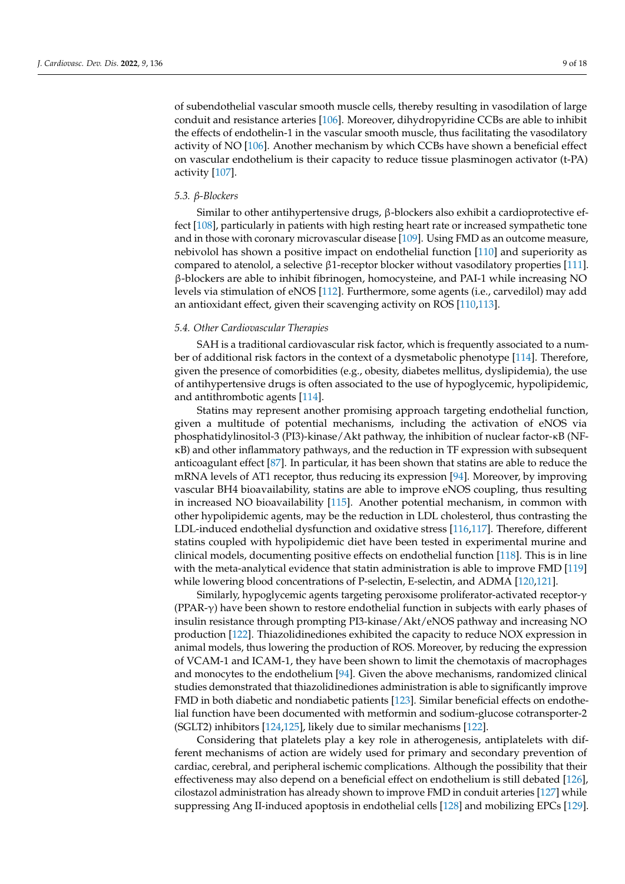of subendothelial vascular smooth muscle cells, thereby resulting in vasodilation of large conduit and resistance arteries [106]. Moreover, dihydropyridine CCBs are able to inhibit the effects of endothelin-1 in the vascular smooth muscle, thus facilitating the vasodilatory activity of NO [106]. Another mechanism by which CCBs have shown a beneficial effect on vascular endothelium is their capacity to reduce tissue plasminogen activator (t-PA) activity [107].

### 5.3. β-Blockers

Similar to other antihypertensive drugs, β-blockers also exhibit a cardioprotective effect [108], particularly in patients with high resting heart rate or increased sympathetic tone and in those with coronary microvascular disease [109]. Using FMD as an outcome measure, nebivolol has shown a positive impact on endothelial function [110] and superiority as compared to atenolol, a selective β1-receptor blocker without vasodilatory properties [111]. β-blockers are able to inhibit fibrinogen, homocysteine, and PAI-1 while increasing NO levels via stimulation of eNOS [112]. Furthermore, some agents (i.e., carvedilol) may add an antioxidant effect, given their scavenging activity on ROS [110,113].

### 5.4. Other Cardiovascular Therapies

SAH is a traditional cardiovascular risk factor, which is frequently associated to a number of additional risk factors in the context of a dysmetabolic phenotype [114]. Therefore, given the presence of comorbidities (e.g., obesity, diabetes mellitus, dyslipidemia), the use of antihypertensive drugs is often associated to the use of hypoglycemic, hypolipidemic, and antithrombotic agents [114].

Statins may represent another promising approach targeting endothelial function, given a multitude of potential mechanisms, including the activation of eNOS via phosphatidylinositol-3 (PI3)-kinase/Akt pathway, the inhibition of nuclear factor-κB (NF-κB) and other inflammatory pathways, and the reduction in TF expression with subsequent anticoagulant effect [87]. In particular, it has been shown that statins are able to reduce the mRNA levels of AT1 receptor, thus reducing its expression [94]. Moreover, by improving vascular BH4 bioavailability, statins are able to improve eNOS coupling, thus resulting in increased NO bioavailability [115]. Another potential mechanism, in common with other hypolipidemic agents, may be the reduction in LDL cholesterol, thus contrasting the LDL-induced endothelial dysfunction and oxidative stress [116,117]. Therefore, different statins coupled with hypolipidemic diet have been tested in experimental murine and clinical models, documenting positive effects on endothelial function [118]. This is in line with the meta-analytical evidence that statin administration is able to improve FMD [119] while lowering blood concentrations of P-selectin, E-selectin, and ADMA [120,121].

Similarly, hypoglycemic agents targeting peroxisome proliferator-activated receptor-γ (PPAR-γ) have been shown to restore endothelial function in subjects with early phases of insulin resistance through prompting PI3-kinase/Akt/eNOS pathway and increasing NO production [122]. Thiazolidinediones exhibited the capacity to reduce NOX expression in animal models, thus lowering the production of ROS. Moreover, by reducing the expression of VCAM-1 and ICAM-1, they have been shown to limit the chemotaxis of macrophages and monocytes to the endothelium [94]. Given the above mechanisms, randomized clinical studies demonstrated that thiazolidinediones administration is able to significantly improve FMD in both diabetic and nondiabetic patients [123]. Similar beneficial effects on endothelial function have been documented with metformin and sodium-glucose cotransporter-2 (SGLT2) inhibitors [124,125], likely due to similar mechanisms [122].

Considering that platelets play a key role in atherogenesis, antiplatelets with different mechanisms of action are widely used for primary and secondary prevention of cardiac, cerebral, and peripheral ischemic complications. Although the possibility that their effectiveness may also depend on a beneficial effect on endothelium is still debated [126], cilostazol administration has already shown to improve FMD in conduit arteries [127] while suppressing Ang II-induced apoptosis in endothelial cells [128] and mobilizing EPCs [129].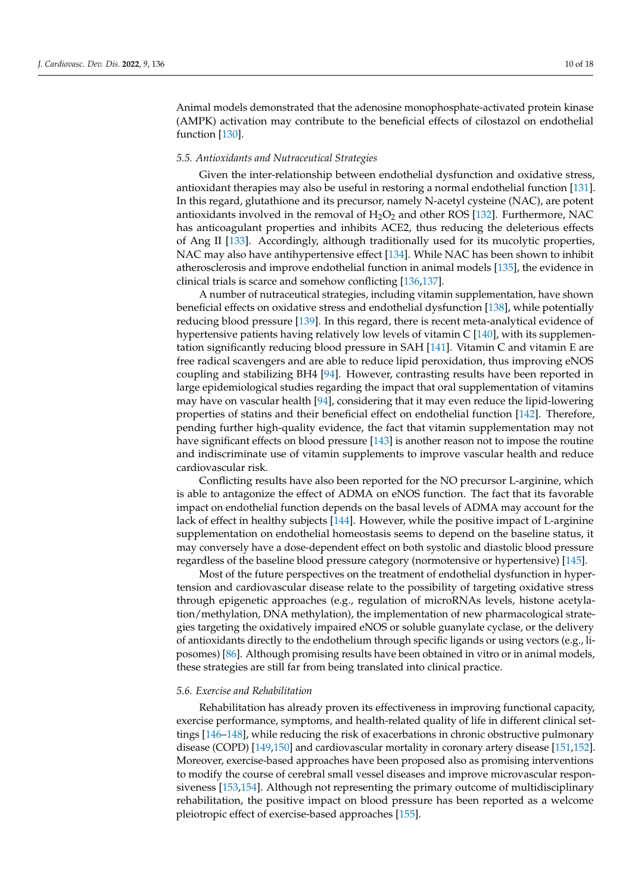Animal models demonstrated that the adenosine monophosphate-activated protein kinase (AMPK) activation may contribute to the beneficial effects of cilostazol on endothelial function [130].

### 5.5. Antioxidants and Nutraceutical Strategies

Given the inter-relationship between endothelial dysfunction and oxidative stress, antioxidant therapies may also be useful in restoring a normal endothelial function [131]. In this regard, glutathione and its precursor, namely N-acetyl cysteine (NAC), are potent antioxidants involved in the removal of $H_2O_2$ and other ROS [132]. Furthermore, NAC has anticoagulant properties and inhibits ACE2, thus reducing the deleterious effects of Ang II [133]. Accordingly, although traditionally used for its mucolytic properties, NAC may also have antihypertensive effect [134]. While NAC has been shown to inhibit atherosclerosis and improve endothelial function in animal models [135], the evidence in clinical trials is scarce and somehow conflicting [136,137].

A number of nutraceutical strategies, including vitamin supplementation, have shown beneficial effects on oxidative stress and endothelial dysfunction [138], while potentially reducing blood pressure [139]. In this regard, there is recent meta-analytical evidence of hypertensive patients having relatively low levels of vitamin C [140], with its supplementation significantly reducing blood pressure in SAH [141]. Vitamin C and vitamin E are free radical scavengers and are able to reduce lipid peroxidation, thus improving eNOS coupling and stabilizing BH4 [94]. However, contrasting results have been reported in large epidemiological studies regarding the impact that oral supplementation of vitamins may have on vascular health [94], considering that it may even reduce the lipid-lowering properties of statins and their beneficial effect on endothelial function [142]. Therefore, pending further high-quality evidence, the fact that vitamin supplementation may not have significant effects on blood pressure [143] is another reason not to impose the routine and indiscriminate use of vitamin supplements to improve vascular health and reduce cardiovascular risk.

Conflicting results have also been reported for the NO precursor L-arginine, which is able to antagonize the effect of ADMA on eNOS function. The fact that its favorable impact on endothelial function depends on the basal levels of ADMA may account for the lack of effect in healthy subjects [144]. However, while the positive impact of L-arginine supplementation on endothelial homeostasis seems to depend on the baseline status, it may conversely have a dose-dependent effect on both systolic and diastolic blood pressure regardless of the baseline blood pressure category (normotensive or hypertensive) [145].

Most of the future perspectives on the treatment of endothelial dysfunction in hypertension and cardiovascular disease relate to the possibility of targeting oxidative stress through epigenetic approaches (e.g., regulation of microRNAs levels, histone acetylation/methylation, DNA methylation), the implementation of new pharmacological strategies targeting the oxidatively impaired eNOS or soluble guanylate cyclase, or the delivery of antioxidants directly to the endothelium through specific ligands or using vectors (e.g., liposomes) [86]. Although promising results have been obtained in vitro or in animal models, these strategies are still far from being translated into clinical practice.

### 5.6. Exercise and Rehabilitation

Rehabilitation has already proven its effectiveness in improving functional capacity, exercise performance, symptoms, and health-related quality of life in different clinical settings [146–148], while reducing the risk of exacerbations in chronic obstructive pulmonary disease (COPD) [149,150] and cardiovascular mortality in coronary artery disease [151,152]. Moreover, exercise-based approaches have been proposed also as promising interventions to modify the course of cerebral small vessel diseases and improve microvascular responsiveness [153,154]. Although not representing the primary outcome of multidisciplinary rehabilitation, the positive impact on blood pressure has been reported as a welcome pleiotropic effect of exercise-based approaches [155].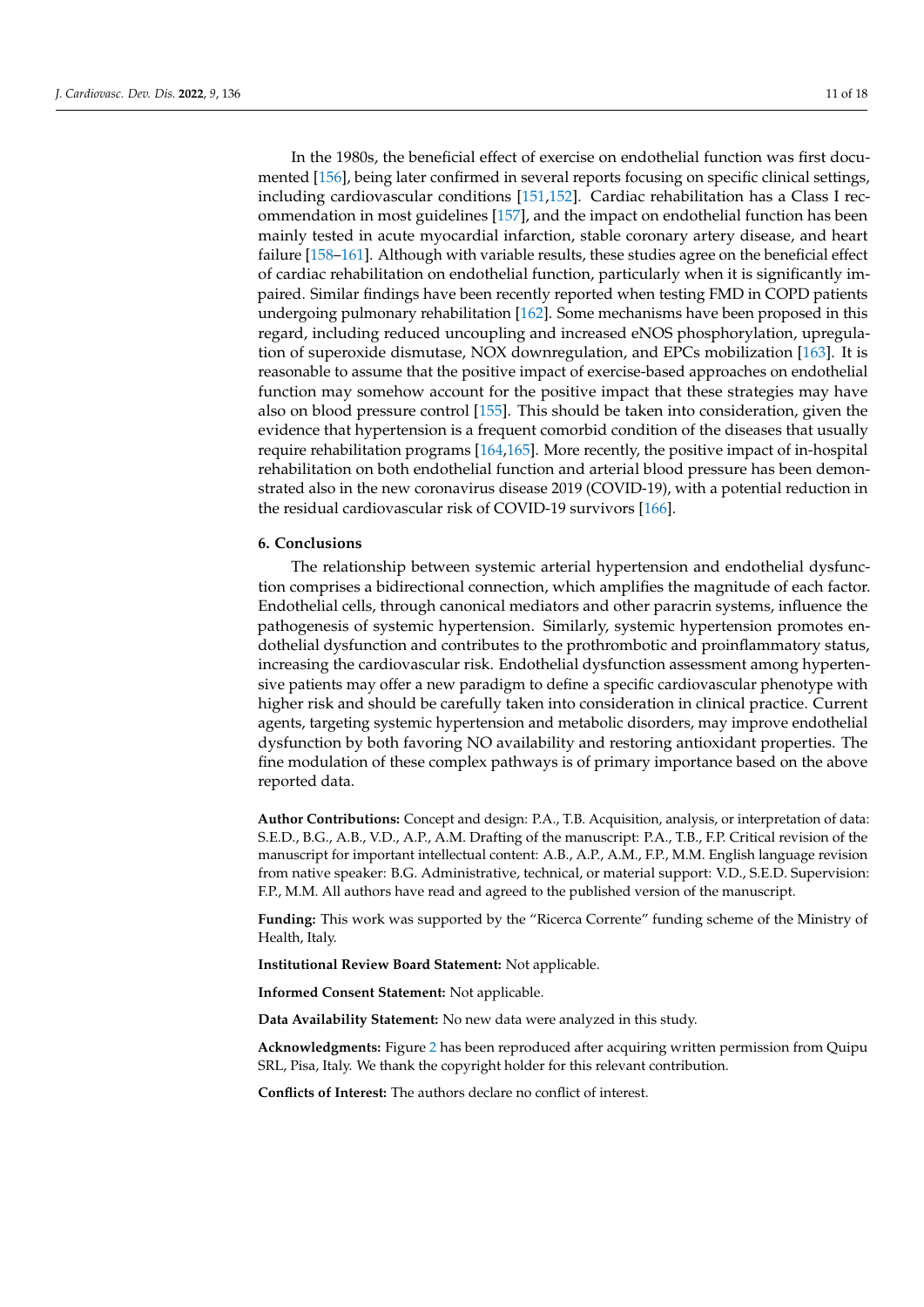In the 1980s, the beneficial effect of exercise on endothelial function was first documented [156], being later confirmed in several reports focusing on specific clinical settings, including cardiovascular conditions [151,152]. Cardiac rehabilitation has a Class I recommendation in most guidelines [157], and the impact on endothelial function has been mainly tested in acute myocardial infarction, stable coronary artery disease, and heart failure [158–161]. Although with variable results, these studies agree on the beneficial effect of cardiac rehabilitation on endothelial function, particularly when it is significantly impaired. Similar findings have been recently reported when testing FMD in COPD patients undergoing pulmonary rehabilitation [162]. Some mechanisms have been proposed in this regard, including reduced uncoupling and increased eNOS phosphorylation, upregulation of superoxide dismutase, NOX downregulation, and EPCs mobilization [163]. It is reasonable to assume that the positive impact of exercise-based approaches on endothelial function may somehow account for the positive impact that these strategies may have also on blood pressure control [155]. This should be taken into consideration, given the evidence that hypertension is a frequent comorbid condition of the diseases that usually require rehabilitation programs [164,165]. More recently, the positive impact of in-hospital rehabilitation on both endothelial function and arterial blood pressure has been demonstrated also in the new coronavirus disease 2019 (COVID-19), with a potential reduction in the residual cardiovascular risk of COVID-19 survivors [166].

## 6. Conclusions

The relationship between systemic arterial hypertension and endothelial dysfunction comprises a bidirectional connection, which amplifies the magnitude of each factor. Endothelial cells, through canonical mediators and other paracrin systems, influence the pathogenesis of systemic hypertension. Similarly, systemic hypertension promotes endothelial dysfunction and contributes to the prothrombotic and proinflammatory status, increasing the cardiovascular risk. Endothelial dysfunction assessment among hypertensive patients may offer a new paradigm to define a specific cardiovascular phenotype with higher risk and should be carefully taken into consideration in clinical practice. Current agents, targeting systemic hypertension and metabolic disorders, may improve endothelial dysfunction by both favoring NO availability and restoring antioxidant properties. The fine modulation of these complex pathways is of primary importance based on the above reported data.

**Author Contributions:** Concept and design: P.A., T.B. Acquisition, analysis, or interpretation of data: S.E.D., B.G., A.B., V.D., A.P., A.M. Drafting of the manuscript: P.A., T.B., F.P. Critical revision of the manuscript for important intellectual content: A.B., A.P., A.M., F.P., M.M. English language revision from native speaker: B.G. Administrative, technical, or material support: V.D., S.E.D. Supervision: F.P., M.M. All authors have read and agreed to the published version of the manuscript.

**Funding:** This work was supported by the "Ricerca Corrente" funding scheme of the Ministry of Health, Italy.

**Institutional Review Board Statement:** Not applicable.

**Informed Consent Statement:** Not applicable.

**Data Availability Statement:** No new data were analyzed in this study.

**Acknowledgments:** Figure 2 has been reproduced after acquiring written permission from Quipu SRL, Pisa, Italy. We thank the copyright holder for this relevant contribution.

**Conflicts of Interest:** The authors declare no conflict of interest.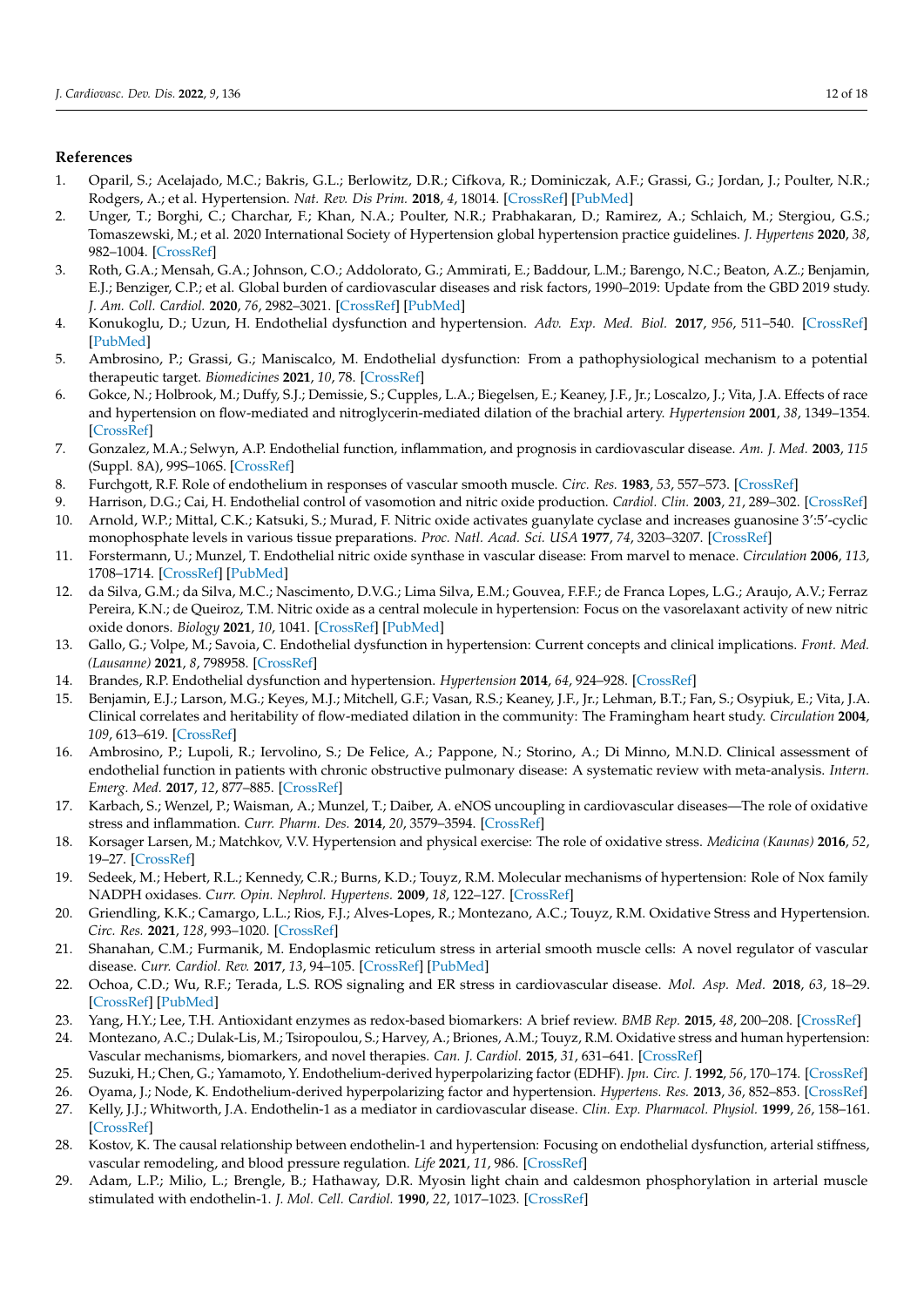## References

1. Oparil, S.; Acelajado, M.C.; Bakris, G.L.; Berlowitz, D.R.; Cifkova, R.; Dominiczak, A.F.; Grassi, G.; Jordan, J.; Poulter, N.R.; Rodgers, A.; et al. Hypertension. *Nat. Rev. Dis Prim.* **2018**, *4*, 18014. [CrossRef] [PubMed]
2. Unger, T.; Borghi, C.; Charchar, F.; Khan, N.A.; Poulter, N.R.; Prabhakaran, D.; Ramirez, A.; Schlaich, M.; Stergiou, G.S.; Tomaszewski, M.; et al. 2020 International Society of Hypertension global hypertension practice guidelines. *J. Hypertens* **2020**, *38*, 982–1004. [CrossRef]
3. Roth, G.A.; Mensah, G.A.; Johnson, C.O.; Addolorato, G.; Ammirati, E.; Baddour, L.M.; Barengo, N.C.; Beaton, A.Z.; Benjamin, E.J.; Benziger, C.P.; et al. Global burden of cardiovascular diseases and risk factors, 1990–2019: Update from the GBD 2019 study. *J. Am. Coll. Cardiol.* **2020**, *76*, 2982–3021. [CrossRef] [PubMed]
4. Konukoglu, D.; Uzun, H. Endothelial dysfunction and hypertension. *Adv. Exp. Med. Biol.* **2017**, *956*, 511–540. [CrossRef] [PubMed]
5. Ambrosino, P.; Grassi, G.; Maniscalco, M. Endothelial dysfunction: From a pathophysiological mechanism to a potential therapeutic target. *Biomedicines* **2021**, *10*, 78. [CrossRef]
6. Gokce, N.; Holbrook, M.; Duffy, S.J.; Demissie, S.; Cupples, L.A.; Biegelsen, E.; Keaney, J.F., Jr.; Loscalzo, J.; Vita, J.A. Effects of race and hypertension on flow-mediated and nitroglycerin-mediated dilation of the brachial artery. *Hypertension* **2001**, *38*, 1349–1354. [CrossRef]
7. Gonzalez, M.A.; Selwyn, A.P. Endothelial function, inflammation, and prognosis in cardiovascular disease. *Am. J. Med.* **2003**, *115* (Suppl. 8A), 99S–106S. [CrossRef]
8. Furchgott, R.F. Role of endothelium in responses of vascular smooth muscle. *Circ. Res.* **1983**, *53*, 557–573. [CrossRef]
9. Harrison, D.G.; Cai, H. Endothelial control of vasomotion and nitric oxide production. *Cardiol. Clin.* **2003**, *21*, 289–302. [CrossRef]
10. Arnold, W.P.; Mittal, C.K.; Katsuki, S.; Murad, F. Nitric oxide activates guanylate cyclase and increases guanosine 3′:5′-cyclic monophosphate levels in various tissue preparations. *Proc. Natl. Acad. Sci. USA* **1977**, *74*, 3203–3207. [CrossRef]
11. Forstermann, U.; Munzel, T. Endothelial nitric oxide synthase in vascular disease: From marvel to menace. *Circulation* **2006**, *113*, 1708–1714. [CrossRef] [PubMed]
12. da Silva, G.M.; da Silva, M.C.; Nascimento, D.V.G.; Lima Silva, E.M.; Gouvea, F.F.F.; de Franca Lopes, L.G.; Araujo, A.V.; Ferraz Pereira, K.N.; de Queiroz, T.M. Nitric oxide as a central molecule in hypertension: Focus on the vasorelaxant activity of new nitric oxide donors. *Biology* **2021**, *10*, 1041. [CrossRef] [PubMed]
13. Gallo, G.; Volpe, M.; Savoia, C. Endothelial dysfunction in hypertension: Current concepts and clinical implications. *Front. Med. (Lausanne)* **2021**, *8*, 798958. [CrossRef]
14. Brandes, R.P. Endothelial dysfunction and hypertension. *Hypertension* **2014**, *64*, 924–928. [CrossRef]
15. Benjamin, E.J.; Larson, M.G.; Keyes, M.J.; Mitchell, G.F.; Vasan, R.S.; Keaney, J.F., Jr.; Lehman, B.T.; Fan, S.; Osypiuk, E.; Vita, J.A. Clinical correlates and heritability of flow-mediated dilation in the community: The Framingham heart study. *Circulation* **2004**, *109*, 613–619. [CrossRef]
16. Ambrosino, P.; Lupoli, R.; Iervolino, S.; De Felice, A.; Pappone, N.; Storino, A.; Di Minno, M.N.D. Clinical assessment of endothelial function in patients with chronic obstructive pulmonary disease: A systematic review with meta-analysis. *Intern. Emerg. Med.* **2017**, *12*, 877–885. [CrossRef]
17. Karbach, S.; Wenzel, P.; Waisman, A.; Munzel, T.; Daiber, A. eNOS uncoupling in cardiovascular diseases—The role of oxidative stress and inflammation. *Curr. Pharm. Des.* **2014**, *20*, 3579–3594. [CrossRef]
18. Korsager Larsen, M.; Matchkov, V.V. Hypertension and physical exercise: The role of oxidative stress. *Medicina (Kaunas)* **2016**, *52*, 19–27. [CrossRef]
19. Sedeek, M.; Hebert, R.L.; Kennedy, C.R.; Burns, K.D.; Touyz, R.M. Molecular mechanisms of hypertension: Role of Nox family NADPH oxidases. *Curr. Opin. Nephrol. Hypertens.* **2009**, *18*, 122–127. [CrossRef]
20. Griendling, K.K.; Camargo, L.L.; Rios, F.J.; Alves-Lopes, R.; Montezano, A.C.; Touyz, R.M. Oxidative Stress and Hypertension. *Circ. Res.* **2021**, *128*, 993–1020. [CrossRef]
21. Shanahan, C.M.; Furmanik, M. Endoplasmic reticulum stress in arterial smooth muscle cells: A novel regulator of vascular disease. *Curr. Cardiol. Rev.* **2017**, *13*, 94–105. [CrossRef] [PubMed]
22. Ochoa, C.D.; Wu, R.F.; Terada, L.S. ROS signaling and ER stress in cardiovascular disease. *Mol. Asp. Med.* **2018**, *63*, 18–29. [CrossRef] [PubMed]
23. Yang, H.Y.; Lee, T.H. Antioxidant enzymes as redox-based biomarkers: A brief review. *BMB Rep.* **2015**, *48*, 200–208. [CrossRef]
24. Montezano, A.C.; Dulak-Lis, M.; Tsiropoulou, S.; Harvey, A.; Briones, A.M.; Touyz, R.M. Oxidative stress and human hypertension: Vascular mechanisms, biomarkers, and novel therapies. *Can. J. Cardiol.* **2015**, *31*, 631–641. [CrossRef]
25. Suzuki, H.; Chen, G.; Yamamoto, Y. Endothelium-derived hyperpolarizing factor (EDHF). *Jpn. Circ. J.* **1992**, *56*, 170–174. [CrossRef]
26. Oyama, J.; Node, K. Endothelium-derived hyperpolarizing factor and hypertension. *Hypertens. Res.* **2013**, *36*, 852–853. [CrossRef]
27. Kelly, J.J.; Whitworth, J.A. Endothelin-1 as a mediator in cardiovascular disease. *Clin. Exp. Pharmacol. Physiol.* **1999**, *26*, 158–161. [CrossRef]
28. Kostov, K. The causal relationship between endothelin-1 and hypertension: Focusing on endothelial dysfunction, arterial stiffness, vascular remodeling, and blood pressure regulation. *Life* **2021**, *11*, 986. [CrossRef]
29. Adam, L.P.; Milio, L.; Brengle, B.; Hathaway, D.R. Myosin light chain and caldesmon phosphorylation in arterial muscle stimulated with endothelin-1. *J. Mol. Cell. Cardiol.* **1990**, *22*, 1017–1023. [CrossRef]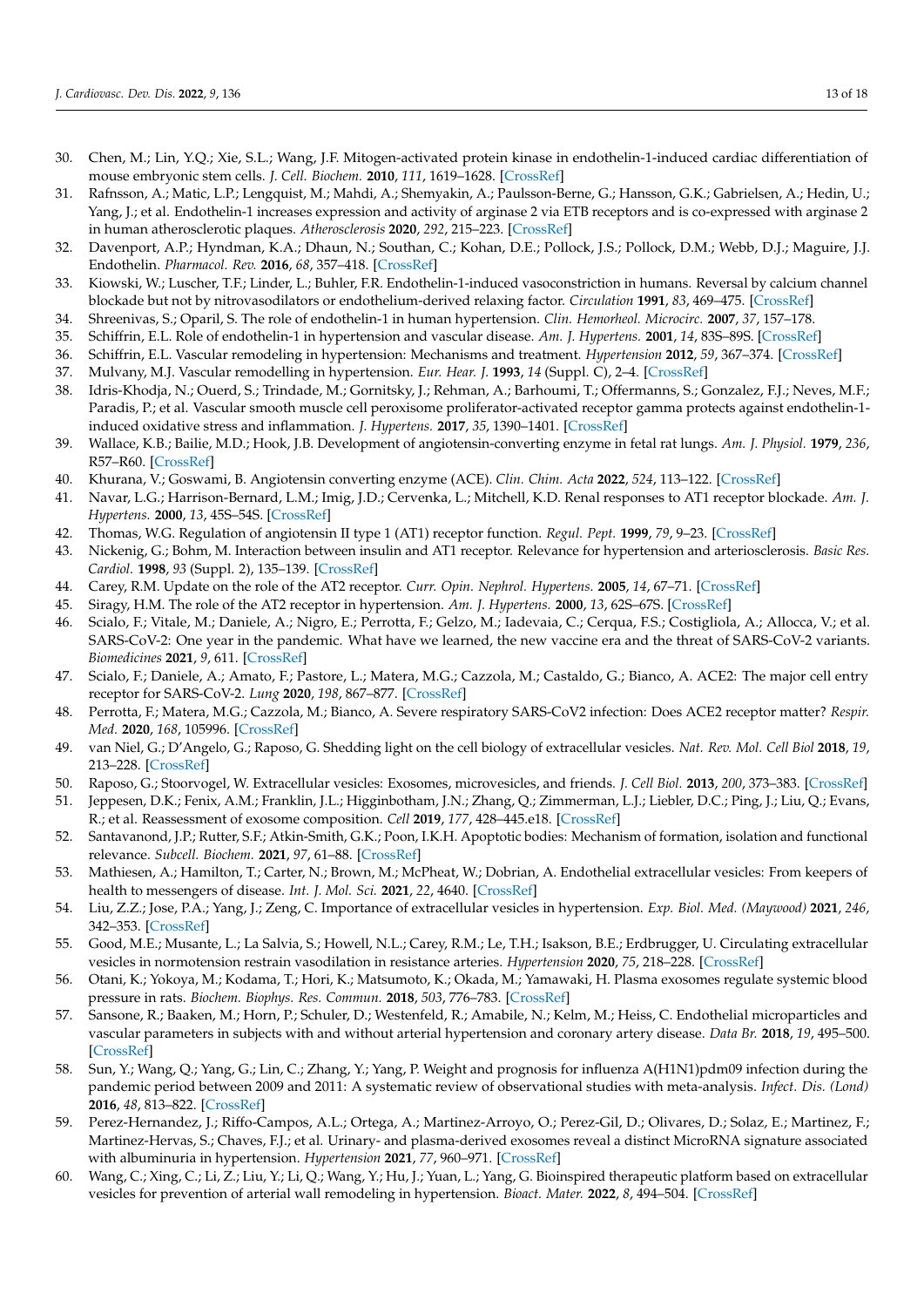30. Chen, M.; Lin, Y.Q.; Xie, S.L.; Wang, J.F. Mitogen-activated protein kinase in endothelin-1-induced cardiac differentiation of mouse embryonic stem cells. *J. Cell. Biochem.* **2010**, *111*, 1619–1628. [CrossRef]
31. Rafnsson, A.; Matic, L.P.; Lengquist, M.; Mahdi, A.; Shemyakin, A.; Paulsson-Berne, G.; Hansson, G.K.; Gabrielsen, A.; Hedin, U.; Yang, J.; et al. Endothelin-1 increases expression and activity of arginase 2 via ETB receptors and is co-expressed with arginase 2 in human atherosclerotic plaques. *Atherosclerosis* **2020**, *292*, 215–223. [CrossRef]
32. Davenport, A.P.; Hyndman, K.A.; Dhaun, N.; Southan, C.; Kohan, D.E.; Pollock, J.S.; Pollock, D.M.; Webb, D.J.; Maguire, J.J. Endothelin. *Pharmacol. Rev.* **2016**, *68*, 357–418. [CrossRef]
33. Kiowski, W.; Luscher, T.F.; Linder, L.; Buhler, F.R. Endothelin-1-induced vasoconstriction in humans. Reversal by calcium channel blockade but not by nitrovasodilators or endothelium-derived relaxing factor. *Circulation* **1991**, *83*, 469–475. [CrossRef]
34. Shreenivas, S.; Oparil, S. The role of endothelin-1 in human hypertension. *Clin. Hemorheol. Microcirc.* **2007**, *37*, 157–178.
35. Schiffrin, E.L. Role of endothelin-1 in hypertension and vascular disease. *Am. J. Hypertens.* **2001**, *14*, 83S–89S. [CrossRef]
36. Schiffrin, E.L. Vascular remodeling in hypertension: Mechanisms and treatment. *Hypertension* **2012**, *59*, 367–374. [CrossRef]
37. Mulvany, M.J. Vascular remodelling in hypertension. *Eur. Hear. J.* **1993**, *14* (Suppl. C), 2–4. [CrossRef]
38. Idris-Khodja, N.; Ouerd, S.; Trindade, M.; Gornitsky, J.; Rehman, A.; Barhoumi, T.; Offermanns, S.; Gonzalez, F.J.; Neves, M.F.; Paradis, P.; et al. Vascular smooth muscle cell peroxisome proliferator-activated receptor gamma protects against endothelin-1-induced oxidative stress and inflammation. *J. Hypertens.* **2017**, *35*, 1390–1401. [CrossRef]
39. Wallace, K.B.; Bailie, M.D.; Hook, J.B. Development of angiotensin-converting enzyme in fetal rat lungs. *Am. J. Physiol.* **1979**, *236*, R57–R60. [CrossRef]
40. Khurana, V.; Goswami, B. Angiotensin converting enzyme (ACE). *Clin. Chim. Acta* **2022**, *524*, 113–122. [CrossRef]
41. Navar, L.G.; Harrison-Bernard, L.M.; Imig, J.D.; Cervenka, L.; Mitchell, K.D. Renal responses to AT1 receptor blockade. *Am. J. Hypertens.* **2000**, *13*, 45S–54S. [CrossRef]
42. Thomas, W.G. Regulation of angiotensin II type 1 (AT1) receptor function. *Regul. Pept.* **1999**, *79*, 9–23. [CrossRef]
43. Nickenig, G.; Bohm, M. Interaction between insulin and AT1 receptor. Relevance for hypertension and arteriosclerosis. *Basic Res. Cardiol.* **1998**, *93* (Suppl. 2), 135–139. [CrossRef]
44. Carey, R.M. Update on the role of the AT2 receptor. *Curr. Opin. Nephrol. Hypertens.* **2005**, *14*, 67–71. [CrossRef]
45. Siragy, H.M. The role of the AT2 receptor in hypertension. *Am. J. Hypertens.* **2000**, *13*, 62S–67S. [CrossRef]
46. Scialo, F.; Vitale, M.; Daniele, A.; Nigro, E.; Perrotta, F.; Gelzo, M.; Iadevaia, C.; Cerqua, F.S.; Costigliola, A.; Allocca, V.; et al. SARS-CoV-2: One year in the pandemic. What have we learned, the new vaccine era and the threat of SARS-CoV-2 variants. *Biomedicines* **2021**, *9*, 611. [CrossRef]
47. Scialo, F.; Daniele, A.; Amato, F.; Pastore, L.; Matera, M.G.; Cazzola, M.; Castaldo, G.; Bianco, A. ACE2: The major cell entry receptor for SARS-CoV-2. *Lung* **2020**, *198*, 867–877. [CrossRef]
48. Perrotta, F.; Matera, M.G.; Cazzola, M.; Bianco, A. Severe respiratory SARS-CoV2 infection: Does ACE2 receptor matter? *Respir. Med.* **2020**, *168*, 105996. [CrossRef]
49. van Niel, G.; D'Angelo, G.; Raposo, G. Shedding light on the cell biology of extracellular vesicles. *Nat. Rev. Mol. Cell Biol* **2018**, *19*, 213–228. [CrossRef]
50. Raposo, G.; Stoorvogel, W. Extracellular vesicles: Exosomes, microvesicles, and friends. *J. Cell Biol.* **2013**, *200*, 373–383. [CrossRef]
51. Jeppesen, D.K.; Fenix, A.M.; Franklin, J.L.; Higginbotham, J.N.; Zhang, Q.; Zimmerman, L.J.; Liebler, D.C.; Ping, J.; Liu, Q.; Evans, R.; et al. Reassessment of exosome composition. *Cell* **2019**, *177*, 428–445.e18. [CrossRef]
52. Santavanond, J.P.; Rutter, S.F.; Atkin-Smith, G.K.; Poon, I.K.H. Apoptotic bodies: Mechanism of formation, isolation and functional relevance. *Subcell. Biochem.* **2021**, *97*, 61–88. [CrossRef]
53. Mathiesen, A.; Hamilton, T.; Carter, N.; Brown, M.; McPheat, W.; Dobrian, A. Endothelial extracellular vesicles: From keepers of health to messengers of disease. *Int. J. Mol. Sci.* **2021**, *22*, 4640. [CrossRef]
54. Liu, Z.Z.; Jose, P.A.; Yang, J.; Zeng, C. Importance of extracellular vesicles in hypertension. *Exp. Biol. Med. (Maywood)* **2021**, *246*, 342–353. [CrossRef]
55. Good, M.E.; Musante, L.; La Salvia, S.; Howell, N.L.; Carey, R.M.; Le, T.H.; Isakson, B.E.; Erdbrugger, U. Circulating extracellular vesicles in normotension restrain vasodilation in resistance arteries. *Hypertension* **2020**, *75*, 218–228. [CrossRef]
56. Otani, K.; Yokoya, M.; Kodama, T.; Hori, K.; Matsumoto, K.; Okada, M.; Yamawaki, H. Plasma exosomes regulate systemic blood pressure in rats. *Biochem. Biophys. Res. Commun.* **2018**, *503*, 776–783. [CrossRef]
57. Sansone, R.; Baaken, M.; Horn, P.; Schuler, D.; Westenfeld, R.; Amabile, N.; Kelm, M.; Heiss, C. Endothelial microparticles and vascular parameters in subjects with and without arterial hypertension and coronary artery disease. *Data Br.* **2018**, *19*, 495–500. [CrossRef]
58. Sun, Y.; Wang, Q.; Yang, G.; Lin, C.; Zhang, Y.; Yang, P. Weight and prognosis for influenza A(H1N1)pdm09 infection during the pandemic period between 2009 and 2011: A systematic review of observational studies with meta-analysis. *Infect. Dis. (Lond)* **2016**, *48*, 813–822. [CrossRef]
59. Perez-Hernandez, J.; Riffo-Campos, A.L.; Ortega, A.; Martinez-Arroyo, O.; Perez-Gil, D.; Olivares, D.; Solaz, E.; Martinez, F.; Martinez-Hervas, S.; Chaves, F.J.; et al. Urinary- and plasma-derived exosomes reveal a distinct MicroRNA signature associated with albuminuria in hypertension. *Hypertension* **2021**, *77*, 960–971. [CrossRef]
60. Wang, C.; Xing, C.; Li, Z.; Liu, Y.; Li, Q.; Wang, Y.; Hu, J.; Yuan, L.; Yang, G. Bioinspired therapeutic platform based on extracellular vesicles for prevention of arterial wall remodeling in hypertension. *Bioact. Mater.* **2022**, *8*, 494–504. [CrossRef]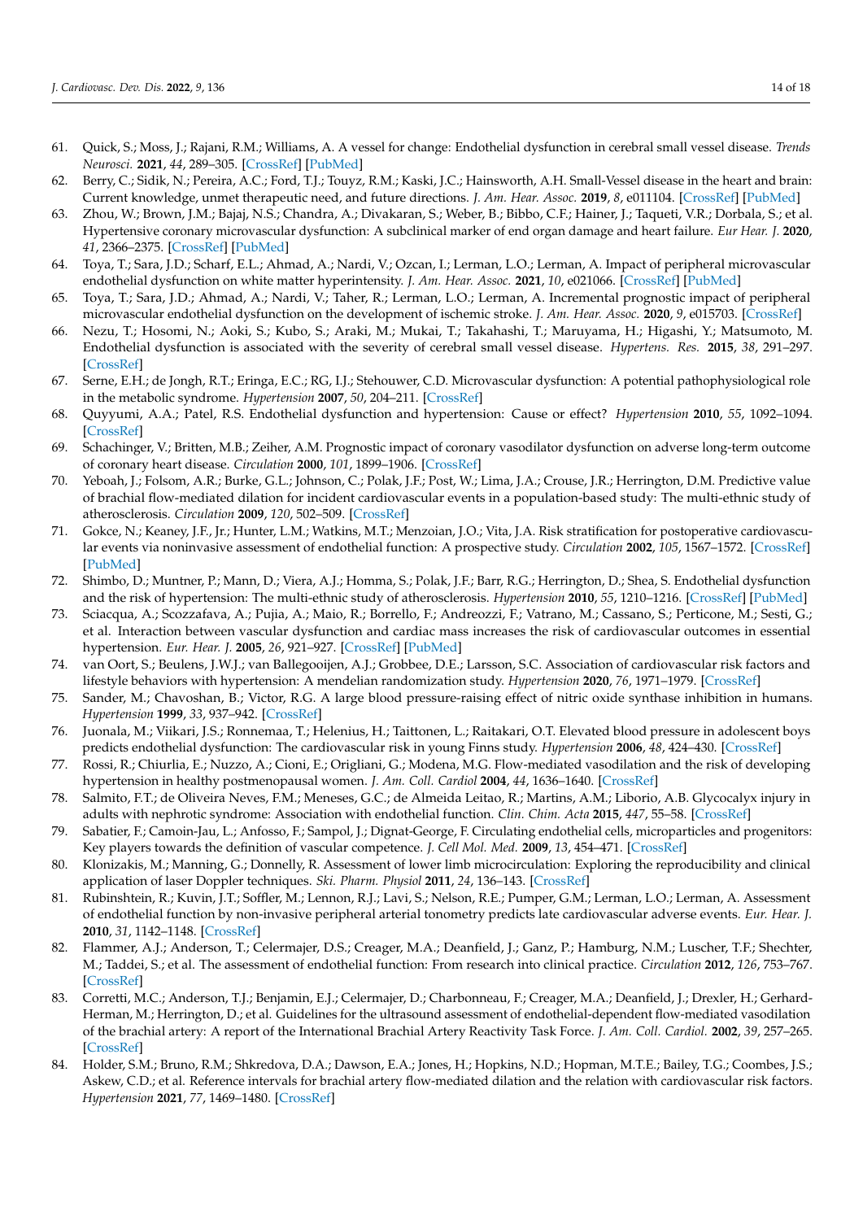61. Quick, S.; Moss, J.; Rajani, R.M.; Williams, A. A vessel for change: Endothelial dysfunction in cerebral small vessel disease. *Trends Neurosci.* **2021**, *44*, 289–305. [CrossRef] [PubMed]
62. Berry, C.; Sidik, N.; Pereira, A.C.; Ford, T.J.; Touyz, R.M.; Kaski, J.C.; Hainsworth, A.H. Small-Vessel disease in the heart and brain: Current knowledge, unmet therapeutic need, and future directions. *J. Am. Hear. Assoc.* **2019**, *8*, e011104. [CrossRef] [PubMed]
63. Zhou, W.; Brown, J.M.; Bajaj, N.S.; Chandra, A.; Divakaran, S.; Weber, B.; Bibbo, C.F.; Hainer, J.; Taqueti, V.R.; Dorbala, S.; et al. Hypertensive coronary microvascular dysfunction: A subclinical marker of end organ damage and heart failure. *Eur Hear. J.* **2020**, *41*, 2366–2375. [CrossRef] [PubMed]
64. Toya, T.; Sara, J.D.; Scharf, E.L.; Ahmad, A.; Nardi, V.; Ozcan, I.; Lerman, L.O.; Lerman, A. Impact of peripheral microvascular endothelial dysfunction on white matter hyperintensity. *J. Am. Hear. Assoc.* **2021**, *10*, e021066. [CrossRef] [PubMed]
65. Toya, T.; Sara, J.D.; Ahmad, A.; Nardi, V.; Taher, R.; Lerman, L.O.; Lerman, A. Incremental prognostic impact of peripheral microvascular endothelial dysfunction on the development of ischemic stroke. *J. Am. Hear. Assoc.* **2020**, *9*, e015703. [CrossRef]
66. Nezu, T.; Hosomi, N.; Aoki, S.; Kubo, S.; Araki, M.; Mukai, T.; Takahashi, T.; Maruyama, H.; Higashi, Y.; Matsumoto, M. Endothelial dysfunction is associated with the severity of cerebral small vessel disease. *Hypertens. Res.* **2015**, *38*, 291–297. [CrossRef]
67. Serne, E.H.; de Jongh, R.T.; Eringa, E.C.; RG, I.J.; Stehouwer, C.D. Microvascular dysfunction: A potential pathophysiological role in the metabolic syndrome. *Hypertension* **2007**, *50*, 204–211. [CrossRef]
68. Quyyumi, A.A.; Patel, R.S. Endothelial dysfunction and hypertension: Cause or effect? *Hypertension* **2010**, *55*, 1092–1094. [CrossRef]
69. Schachinger, V.; Britten, M.B.; Zeiher, A.M. Prognostic impact of coronary vasodilator dysfunction on adverse long-term outcome of coronary heart disease. *Circulation* **2000**, *101*, 1899–1906. [CrossRef]
70. Yeboah, J.; Folsom, A.R.; Burke, G.L.; Johnson, C.; Polak, J.F.; Post, W.; Lima, J.A.; Crouse, J.R.; Herrington, D.M. Predictive value of brachial flow-mediated dilation for incident cardiovascular events in a population-based study: The multi-ethnic study of atherosclerosis. *Circulation* **2009**, *120*, 502–509. [CrossRef]
71. Gokce, N.; Keaney, J.F., Jr.; Hunter, L.M.; Watkins, M.T.; Menzoian, J.O.; Vita, J.A. Risk stratification for postoperative cardiovascular events via noninvasive assessment of endothelial function: A prospective study. *Circulation* **2002**, *105*, 1567–1572. [CrossRef] [PubMed]
72. Shimbo, D.; Muntner, P.; Mann, D.; Viera, A.J.; Homma, S.; Polak, J.F.; Barr, R.G.; Herrington, D.; Shea, S. Endothelial dysfunction and the risk of hypertension: The multi-ethnic study of atherosclerosis. *Hypertension* **2010**, *55*, 1210–1216. [CrossRef] [PubMed]
73. Sciacqua, A.; Scozzafava, A.; Pujia, A.; Maio, R.; Borrello, F.; Andreozzi, F.; Vatrano, M.; Cassano, S.; Perticone, M.; Sesti, G.; et al. Interaction between vascular dysfunction and cardiac mass increases the risk of cardiovascular outcomes in essential hypertension. *Eur. Hear. J.* **2005**, *26*, 921–927. [CrossRef] [PubMed]
74. van Oort, S.; Beulens, J.W.J.; van Ballegooijen, A.J.; Grobbee, D.E.; Larsson, S.C. Association of cardiovascular risk factors and lifestyle behaviors with hypertension: A mendelian randomization study. *Hypertension* **2020**, *76*, 1971–1979. [CrossRef]
75. Sander, M.; Chavoshan, B.; Victor, R.G. A large blood pressure-raising effect of nitric oxide synthase inhibition in humans. *Hypertension* **1999**, *33*, 937–942. [CrossRef]
76. Juonala, M.; Viikari, J.S.; Ronnemaa, T.; Helenius, H.; Taittonen, L.; Raitakari, O.T. Elevated blood pressure in adolescent boys predicts endothelial dysfunction: The cardiovascular risk in young Finns study. *Hypertension* **2006**, *48*, 424–430. [CrossRef]
77. Rossi, R.; Chiurlia, E.; Nuzzo, A.; Cioni, E.; Origliani, G.; Modena, M.G. Flow-mediated vasodilation and the risk of developing hypertension in healthy postmenopausal women. *J. Am. Coll. Cardiol* **2004**, *44*, 1636–1640. [CrossRef]
78. Salmito, F.T.; de Oliveira Neves, F.M.; Meneses, G.C.; de Almeida Leitao, R.; Martins, A.M.; Liborio, A.B. Glycocalyx injury in adults with nephrotic syndrome: Association with endothelial function. *Clin. Chim. Acta* **2015**, *447*, 55–58. [CrossRef]
79. Sabatier, F.; Camoin-Jau, L.; Anfosso, F.; Sampol, J.; Dignat-George, F. Circulating endothelial cells, microparticles and progenitors: Key players towards the definition of vascular competence. *J. Cell Mol. Med.* **2009**, *13*, 454–471. [CrossRef]
80. Klonizakis, M.; Manning, G.; Donnelly, R. Assessment of lower limb microcirculation: Exploring the reproducibility and clinical application of laser Doppler techniques. *Ski. Pharm. Physiol* **2011**, *24*, 136–143. [CrossRef]
81. Rubinshtein, R.; Kuvin, J.T.; Soffler, M.; Lennon, R.J.; Lavi, S.; Nelson, R.E.; Pumper, G.M.; Lerman, L.O.; Lerman, A. Assessment of endothelial function by non-invasive peripheral arterial tonometry predicts late cardiovascular adverse events. *Eur. Hear. J.* **2010**, *31*, 1142–1148. [CrossRef]
82. Flammer, A.J.; Anderson, T.; Celermajer, D.S.; Creager, M.A.; Deanfield, J.; Ganz, P.; Hamburg, N.M.; Luscher, T.F.; Shechter, M.; Taddei, S.; et al. The assessment of endothelial function: From research into clinical practice. *Circulation* **2012**, *126*, 753–767. [CrossRef]
83. Corretti, M.C.; Anderson, T.J.; Benjamin, E.J.; Celermajer, D.; Charbonneau, F.; Creager, M.A.; Deanfield, J.; Drexler, H.; Gerhard-Herman, M.; Herrington, D.; et al. Guidelines for the ultrasound assessment of endothelial-dependent flow-mediated vasodilation of the brachial artery: A report of the International Brachial Artery Reactivity Task Force. *J. Am. Coll. Cardiol.* **2002**, *39*, 257–265. [CrossRef]
84. Holder, S.M.; Bruno, R.M.; Shkredova, D.A.; Dawson, E.A.; Jones, H.; Hopkins, N.D.; Hopman, M.T.E.; Bailey, T.G.; Coombes, J.S.; Askew, C.D.; et al. Reference intervals for brachial artery flow-mediated dilation and the relation with cardiovascular risk factors. *Hypertension* **2021**, *77*, 1469–1480. [CrossRef]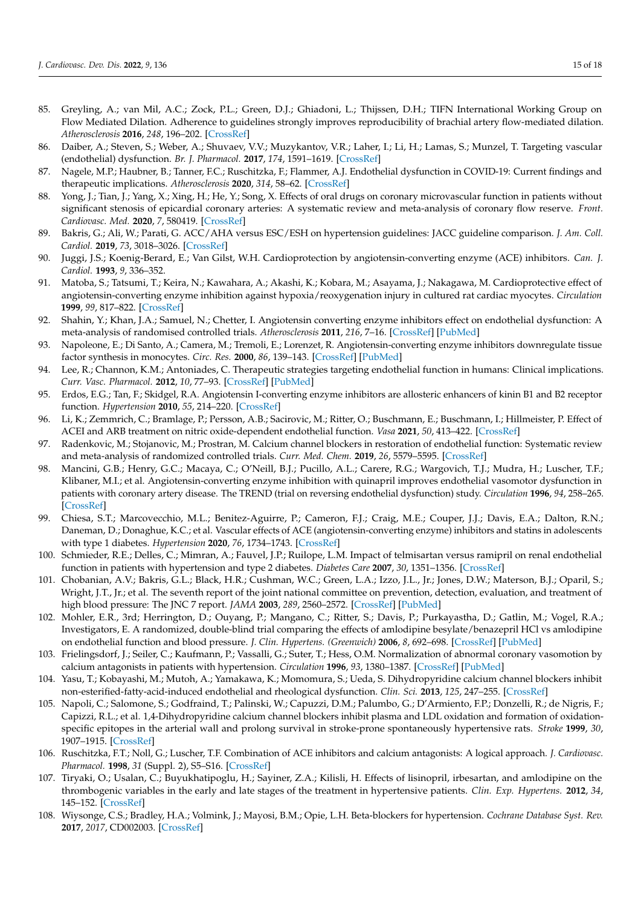85. Greyling, A.; van Mil, A.C.; Zock, P.L.; Green, D.J.; Ghiadoni, L.; Thijssen, D.H.; TIFN International Working Group on Flow Mediated Dilation. Adherence to guidelines strongly improves reproducibility of brachial artery flow-mediated dilation. *Atherosclerosis* **2016**, *248*, 196–202. [CrossRef]
86. Daiber, A.; Steven, S.; Weber, A.; Shuvaev, V.V.; Muzykantov, V.R.; Laher, I.; Li, H.; Lamas, S.; Munzel, T. Targeting vascular (endothelial) dysfunction. *Br. J. Pharmacol.* **2017**, *174*, 1591–1619. [CrossRef]
87. Nagele, M.P.; Haubner, B.; Tanner, F.C.; Ruschitzka, F.; Flammer, A.J. Endothelial dysfunction in COVID-19: Current findings and therapeutic implications. *Atherosclerosis* **2020**, *314*, 58–62. [CrossRef]
88. Yong, J.; Tian, J.; Yang, X.; Xing, H.; He, Y.; Song, X. Effects of oral drugs on coronary microvascular function in patients without significant stenosis of epicardial coronary arteries: A systematic review and meta-analysis of coronary flow reserve. *Front. Cardiovasc. Med.* **2020**, *7*, 580419. [CrossRef]
89. Bakris, G.; Ali, W.; Parati, G. ACC/AHA versus ESC/ESH on hypertension guidelines: JACC guideline comparison. *J. Am. Coll. Cardiol.* **2019**, *73*, 3018–3026. [CrossRef]
90. Juggi, J.S.; Koenig-Berard, E.; Van Gilst, W.H. Cardioprotection by angiotensin-converting enzyme (ACE) inhibitors. *Can. J. Cardiol.* **1993**, *9*, 336–352.
91. Matoba, S.; Tatsumi, T.; Keira, N.; Kawahara, A.; Akashi, K.; Kobara, M.; Asayama, J.; Nakagawa, M. Cardioprotective effect of angiotensin-converting enzyme inhibition against hypoxia/reoxygenation injury in cultured rat cardiac myocytes. *Circulation* **1999**, *99*, 817–822. [CrossRef]
92. Shahin, Y.; Khan, J.A.; Samuel, N.; Chetter, I. Angiotensin converting enzyme inhibitors effect on endothelial dysfunction: A meta-analysis of randomised controlled trials. *Atherosclerosis* **2011**, *216*, 7–16. [CrossRef] [PubMed]
93. Napoleone, E.; Di Santo, A.; Camera, M.; Tremoli, E.; Lorenzet, R. Angiotensin-converting enzyme inhibitors downregulate tissue factor synthesis in monocytes. *Circ. Res.* **2000**, *86*, 139–143. [CrossRef] [PubMed]
94. Lee, R.; Channon, K.M.; Antoniades, C. Therapeutic strategies targeting endothelial function in humans: Clinical implications. *Curr. Vasc. Pharmacol.* **2012**, *10*, 77–93. [CrossRef] [PubMed]
95. Erdos, E.G.; Tan, F.; Skidgel, R.A. Angiotensin I-converting enzyme inhibitors are allosteric enhancers of kinin B1 and B2 receptor function. *Hypertension* **2010**, *55*, 214–220. [CrossRef]
96. Li, K.; Zemmrich, C.; Bramlage, P.; Persson, A.B.; Sacirovic, M.; Ritter, O.; Buschmann, E.; Buschmann, I.; Hillmeister, P. Effect of ACEI and ARB treatment on nitric oxide-dependent endothelial function. *Vasa* **2021**, *50*, 413–422. [CrossRef]
97. Radenkovic, M.; Stojanovic, M.; Prostran, M. Calcium channel blockers in restoration of endothelial function: Systematic review and meta-analysis of randomized controlled trials. *Curr. Med. Chem.* **2019**, *26*, 5579–5595. [CrossRef]
98. Mancini, G.B.; Henry, G.C.; Macaya, C.; O'Neill, B.J.; Pucillo, A.L.; Carere, R.G.; Wargovich, T.J.; Mudra, H.; Luscher, T.F.; Klibaner, M.I.; et al. Angiotensin-converting enzyme inhibition with quinapril improves endothelial vasomotor dysfunction in patients with coronary artery disease. The TREND (trial on reversing endothelial dysfunction) study. *Circulation* **1996**, *94*, 258–265. [CrossRef]
99. Chiesa, S.T.; Marcovecchio, M.L.; Benitez-Aguirre, P.; Cameron, F.J.; Craig, M.E.; Couper, J.J.; Davis, E.A.; Dalton, R.N.; Daneman, D.; Donaghue, K.C.; et al. Vascular effects of ACE (angiotensin-converting enzyme) inhibitors and statins in adolescents with type 1 diabetes. *Hypertension* **2020**, *76*, 1734–1743. [CrossRef]
100. Schmieder, R.E.; Delles, C.; Mimran, A.; Fauvel, J.P.; Ruilope, L.M. Impact of telmisartan versus ramipril on renal endothelial function in patients with hypertension and type 2 diabetes. *Diabetes Care* **2007**, *30*, 1351–1356. [CrossRef]
101. Chobanian, A.V.; Bakris, G.L.; Black, H.R.; Cushman, W.C.; Green, L.A.; Izzo, J.L., Jr.; Jones, D.W.; Materson, B.J.; Oparil, S.; Wright, J.T., Jr.; et al. The seventh report of the joint national committee on prevention, detection, evaluation, and treatment of high blood pressure: The JNC 7 report. *JAMA* **2003**, *289*, 2560–2572. [CrossRef] [PubMed]
102. Mohler, E.R., 3rd; Herrington, D.; Ouyang, P.; Mangano, C.; Ritter, S.; Davis, P.; Purkayastha, D.; Gatlin, M.; Vogel, R.A.; Investigators, E. A randomized, double-blind trial comparing the effects of amlodipine besylate/benazepril HCl vs amlodipine on endothelial function and blood pressure. *J. Clin. Hypertens. (Greenwich)* **2006**, *8*, 692–698. [CrossRef] [PubMed]
103. Frielingsdorf, J.; Seiler, C.; Kaufmann, P.; Vassalli, G.; Suter, T.; Hess, O.M. Normalization of abnormal coronary vasomotion by calcium antagonists in patients with hypertension. *Circulation* **1996**, *93*, 1380–1387. [CrossRef] [PubMed]
104. Yasu, T.; Kobayashi, M.; Mutoh, A.; Yamakawa, K.; Momomura, S.; Ueda, S. Dihydropyridine calcium channel blockers inhibit non-esterified-fatty-acid-induced endothelial and rheological dysfunction. *Clin. Sci.* **2013**, *125*, 247–255. [CrossRef]
105. Napoli, C.; Salomone, S.; Godfraind, T.; Palinski, W.; Capuzzi, D.M.; Palumbo, G.; D'Armiento, F.P.; Donzelli, R.; de Nigris, F.; Capizzi, R.L.; et al. 1,4-Dihydropyridine calcium channel blockers inhibit plasma and LDL oxidation and formation of oxidation-specific epitopes in the arterial wall and prolong survival in stroke-prone spontaneously hypertensive rats. *Stroke* **1999**, *30*, 1907–1915. [CrossRef]
106. Ruschitzka, F.T.; Noll, G.; Luscher, T.F. Combination of ACE inhibitors and calcium antagonists: A logical approach. *J. Cardiovasc. Pharmacol.* **1998**, *31* (Suppl. 2), S5–S16. [CrossRef]
107. Tiryaki, O.; Usalan, C.; Buyukhatipoglu, H.; Sayiner, Z.A.; Kilisli, H. Effects of lisinopril, irbesartan, and amlodipine on the thrombogenic variables in the early and late stages of the treatment in hypertensive patients. *Clin. Exp. Hypertens.* **2012**, *34*, 145–152. [CrossRef]
108. Wiysonge, C.S.; Bradley, H.A.; Volmink, J.; Mayosi, B.M.; Opie, L.H. Beta-blockers for hypertension. *Cochrane Database Syst. Rev.* **2017**, *2017*, CD002003. [CrossRef]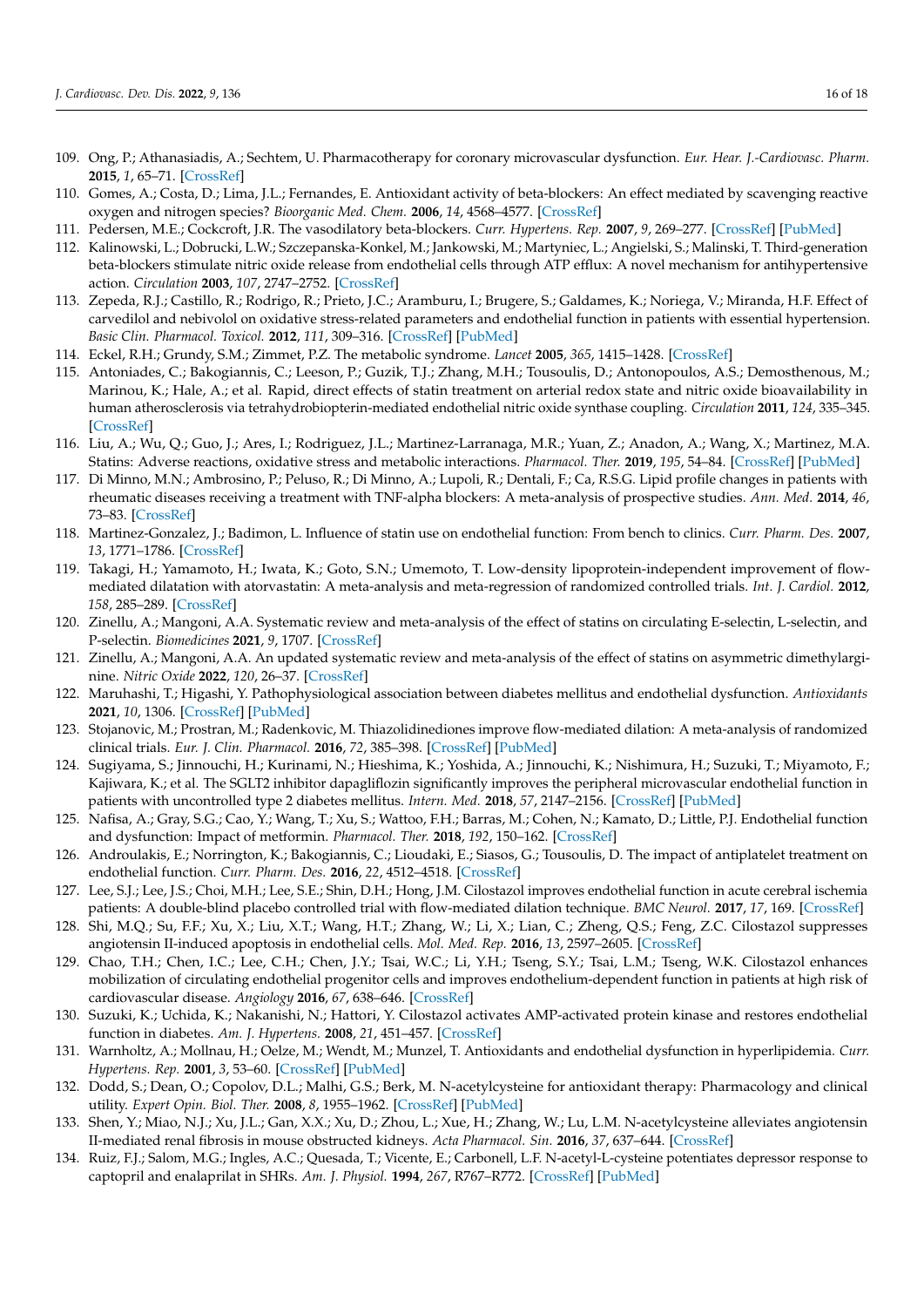109. Ong, P.; Athanasiadis, A.; Sechtem, U. Pharmacotherapy for coronary microvascular dysfunction. *Eur. Hear. J.-Cardiovasc. Pharm.* **2015**, *1*, 65–71. [CrossRef]
110. Gomes, A.; Costa, D.; Lima, J.L.; Fernandes, E. Antioxidant activity of beta-blockers: An effect mediated by scavenging reactive oxygen and nitrogen species? *Bioorganic Med. Chem.* **2006**, *14*, 4568–4577. [CrossRef]
111. Pedersen, M.E.; Cockcroft, J.R. The vasodilatory beta-blockers. *Curr. Hypertens. Rep.* **2007**, *9*, 269–277. [CrossRef] [PubMed]
112. Kalinowski, L.; Dobrucki, L.W.; Szczepanska-Konkel, M.; Jankowski, M.; Martyniec, L.; Angielski, S.; Malinski, T. Third-generation beta-blockers stimulate nitric oxide release from endothelial cells through ATP efflux: A novel mechanism for antihypertensive action. *Circulation* **2003**, *107*, 2747–2752. [CrossRef]
113. Zepeda, R.J.; Castillo, R.; Rodrigo, R.; Prieto, J.C.; Aramburu, I.; Brugere, S.; Galdames, K.; Noriega, V.; Miranda, H.F. Effect of carvedilol and nebivolol on oxidative stress-related parameters and endothelial function in patients with essential hypertension. *Basic Clin. Pharmacol. Toxicol.* **2012**, *111*, 309–316. [CrossRef] [PubMed]
114. Eckel, R.H.; Grundy, S.M.; Zimmet, P.Z. The metabolic syndrome. *Lancet* **2005**, *365*, 1415–1428. [CrossRef]
115. Antoniades, C.; Bakogiannis, C.; Leeson, P.; Guzik, T.J.; Zhang, M.H.; Tousoulis, D.; Antonopoulos, A.S.; Demosthenous, M.; Marinou, K.; Hale, A.; et al. Rapid, direct effects of statin treatment on arterial redox state and nitric oxide bioavailability in human atherosclerosis via tetrahydrobiopterin-mediated endothelial nitric oxide synthase coupling. *Circulation* **2011**, *124*, 335–345. [CrossRef]
116. Liu, A.; Wu, Q.; Guo, J.; Ares, I.; Rodriguez, J.L.; Martinez-Larranaga, M.R.; Yuan, Z.; Anadon, A.; Wang, X.; Martinez, M.A. Statins: Adverse reactions, oxidative stress and metabolic interactions. *Pharmacol. Ther.* **2019**, *195*, 54–84. [CrossRef] [PubMed]
117. Di Minno, M.N.; Ambrosino, P.; Peluso, R.; Di Minno, A.; Lupoli, R.; Dentali, F.; Ca, R.S.G. Lipid profile changes in patients with rheumatic diseases receiving a treatment with TNF-alpha blockers: A meta-analysis of prospective studies. *Ann. Med.* **2014**, *46*, 73–83. [CrossRef]
118. Martinez-Gonzalez, J.; Badimon, L. Influence of statin use on endothelial function: From bench to clinics. *Curr. Pharm. Des.* **2007**, *13*, 1771–1786. [CrossRef]
119. Takagi, H.; Yamamoto, H.; Iwata, K.; Goto, S.N.; Umemoto, T. Low-density lipoprotein-independent improvement of flow-mediated dilatation with atorvastatin: A meta-analysis and meta-regression of randomized controlled trials. *Int. J. Cardiol.* **2012**, *158*, 285–289. [CrossRef]
120. Zinellu, A.; Mangoni, A.A. Systematic review and meta-analysis of the effect of statins on circulating E-selectin, L-selectin, and P-selectin. *Biomedicines* **2021**, *9*, 1707. [CrossRef]
121. Zinellu, A.; Mangoni, A.A. An updated systematic review and meta-analysis of the effect of statins on asymmetric dimethylarginine. *Nitric Oxide* **2022**, *120*, 26–37. [CrossRef]
122. Maruhashi, T.; Higashi, Y. Pathophysiological association between diabetes mellitus and endothelial dysfunction. *Antioxidants* **2021**, *10*, 1306. [CrossRef] [PubMed]
123. Stojanovic, M.; Prostran, M.; Radenkovic, M. Thiazolidinediones improve flow-mediated dilation: A meta-analysis of randomized clinical trials. *Eur. J. Clin. Pharmacol.* **2016**, *72*, 385–398. [CrossRef] [PubMed]
124. Sugiyama, S.; Jinnouchi, H.; Kurinami, N.; Hieshima, K.; Yoshida, A.; Jinnouchi, K.; Nishimura, H.; Suzuki, T.; Miyamoto, F.; Kajiwara, K.; et al. The SGLT2 inhibitor dapagliflozin significantly improves the peripheral microvascular endothelial function in patients with uncontrolled type 2 diabetes mellitus. *Intern. Med.* **2018**, *57*, 2147–2156. [CrossRef] [PubMed]
125. Nafisa, A.; Gray, S.G.; Cao, Y.; Wang, T.; Xu, S.; Wattoo, F.H.; Barras, M.; Cohen, N.; Kamato, D.; Little, P.J. Endothelial function and dysfunction: Impact of metformin. *Pharmacol. Ther.* **2018**, *192*, 150–162. [CrossRef]
126. Androulakis, E.; Norrington, K.; Bakogiannis, C.; Lioudaki, E.; Siasos, G.; Tousoulis, D. The impact of antiplatelet treatment on endothelial function. *Curr. Pharm. Des.* **2016**, *22*, 4512–4518. [CrossRef]
127. Lee, S.J.; Lee, J.S.; Choi, M.H.; Lee, S.E.; Shin, D.H.; Hong, J.M. Cilostazol improves endothelial function in acute cerebral ischemia patients: A double-blind placebo controlled trial with flow-mediated dilation technique. *BMC Neurol.* **2017**, *17*, 169. [CrossRef]
128. Shi, M.Q.; Su, F.F.; Xu, X.; Liu, X.T.; Wang, H.T.; Zhang, W.; Li, X.; Lian, C.; Zheng, Q.S.; Feng, Z.C. Cilostazol suppresses angiotensin II-induced apoptosis in endothelial cells. *Mol. Med. Rep.* **2016**, *13*, 2597–2605. [CrossRef]
129. Chao, T.H.; Chen, I.C.; Lee, C.H.; Chen, J.Y.; Tsai, W.C.; Li, Y.H.; Tseng, S.Y.; Tsai, L.M.; Tseng, W.K. Cilostazol enhances mobilization of circulating endothelial progenitor cells and improves endothelium-dependent function in patients at high risk of cardiovascular disease. *Angiology* **2016**, *67*, 638–646. [CrossRef]
130. Suzuki, K.; Uchida, K.; Nakanishi, N.; Hattori, Y. Cilostazol activates AMP-activated protein kinase and restores endothelial function in diabetes. *Am. J. Hypertens.* **2008**, *21*, 451–457. [CrossRef]
131. Warnholtz, A.; Mollnau, H.; Oelze, M.; Wendt, M.; Munzel, T. Antioxidants and endothelial dysfunction in hyperlipidemia. *Curr. Hypertens. Rep.* **2001**, *3*, 53–60. [CrossRef] [PubMed]
132. Dodd, S.; Dean, O.; Copolov, D.L.; Malhi, G.S.; Berk, M. N-acetylcysteine for antioxidant therapy: Pharmacology and clinical utility. *Expert Opin. Biol. Ther.* **2008**, *8*, 1955–1962. [CrossRef] [PubMed]
133. Shen, Y.; Miao, N.J.; Xu, J.L.; Gan, X.X.; Xu, D.; Zhou, L.; Xue, H.; Zhang, W.; Lu, L.M. N-acetylcysteine alleviates angiotensin II-mediated renal fibrosis in mouse obstructed kidneys. *Acta Pharmacol. Sin.* **2016**, *37*, 637–644. [CrossRef]
134. Ruiz, F.J.; Salom, M.G.; Ingles, A.C.; Quesada, T.; Vicente, E.; Carbonell, L.F. N-acetyl-L-cysteine potentiates depressor response to captopril and enalaprilat in SHRs. *Am. J. Physiol.* **1994**, *267*, R767–R772. [CrossRef] [PubMed]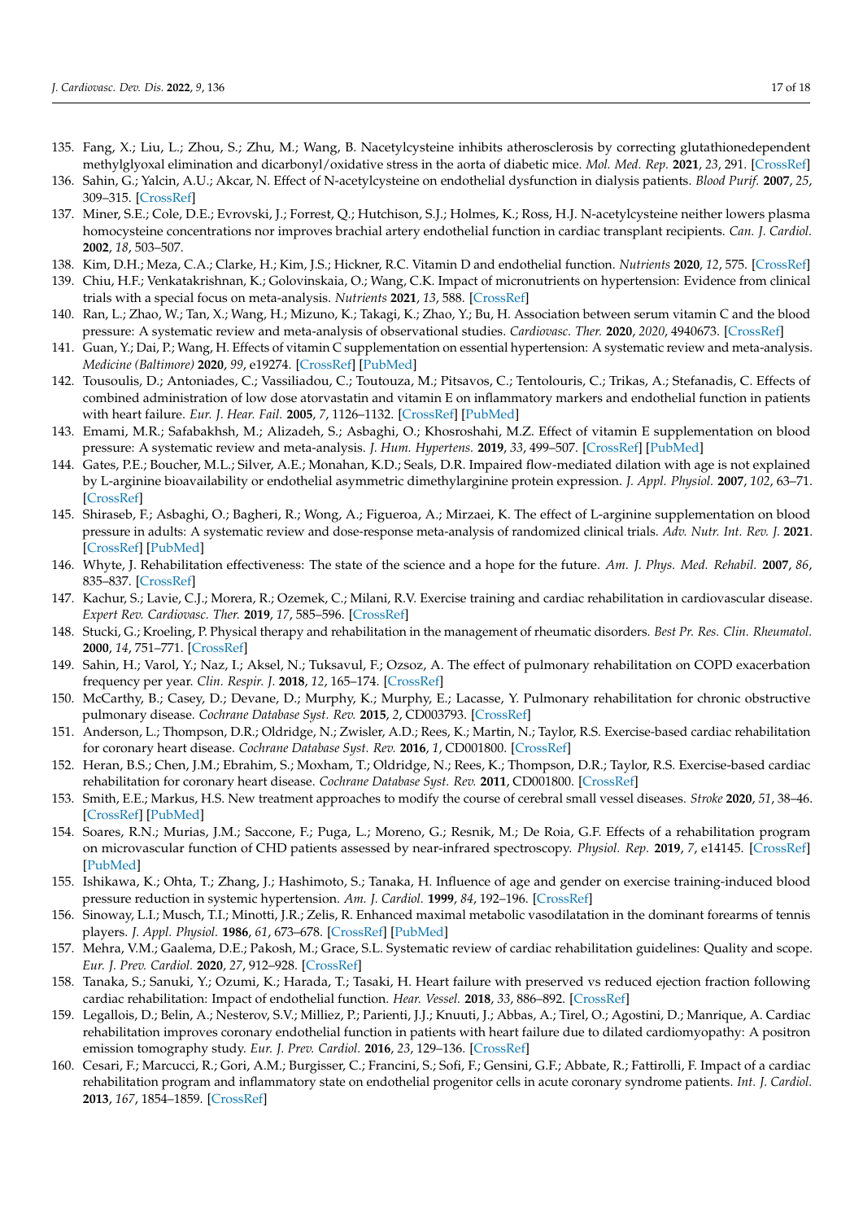135. Fang, X.; Liu, L.; Zhou, S.; Zhu, M.; Wang, B. Nacetylcysteine inhibits atherosclerosis by correcting glutathionedependent methylglyoxal elimination and dicarbonyl/oxidative stress in the aorta of diabetic mice. *Mol. Med. Rep.* **2021**, *23*, 291. [CrossRef]
136. Sahin, G.; Yalcin, A.U.; Akcar, N. Effect of N-acetylcysteine on endothelial dysfunction in dialysis patients. *Blood Purif.* **2007**, *25*, 309–315. [CrossRef]
137. Miner, S.E.; Cole, D.E.; Evrovski, J.; Forrest, Q.; Hutchison, S.J.; Holmes, K.; Ross, H.J. N-acetylcysteine neither lowers plasma homocysteine concentrations nor improves brachial artery endothelial function in cardiac transplant recipients. *Can. J. Cardiol.* **2002**, *18*, 503–507.
138. Kim, D.H.; Meza, C.A.; Clarke, H.; Kim, J.S.; Hickner, R.C. Vitamin D and endothelial function. *Nutrients* **2020**, *12*, 575. [CrossRef]
139. Chiu, H.F.; Venkatakrishnan, K.; Golovinskaia, O.; Wang, C.K. Impact of micronutrients on hypertension: Evidence from clinical trials with a special focus on meta-analysis. *Nutrients* **2021**, *13*, 588. [CrossRef]
140. Ran, L.; Zhao, W.; Tan, X.; Wang, H.; Mizuno, K.; Takagi, K.; Zhao, Y.; Bu, H. Association between serum vitamin C and the blood pressure: A systematic review and meta-analysis of observational studies. *Cardiovasc. Ther.* **2020**, *2020*, 4940673. [CrossRef]
141. Guan, Y.; Dai, P.; Wang, H. Effects of vitamin C supplementation on essential hypertension: A systematic review and meta-analysis. *Medicine (Baltimore)* **2020**, *99*, e19274. [CrossRef] [PubMed]
142. Tousoulis, D.; Antoniades, C.; Vassiliadou, C.; Toutouza, M.; Pitsavos, C.; Tentolouris, C.; Trikas, A.; Stefanadis, C. Effects of combined administration of low dose atorvastatin and vitamin E on inflammatory markers and endothelial function in patients with heart failure. *Eur. J. Hear. Fail.* **2005**, *7*, 1126–1132. [CrossRef] [PubMed]
143. Emami, M.R.; Safabakhsh, M.; Alizadeh, S.; Asbaghi, O.; Khosroshahi, M.Z. Effect of vitamin E supplementation on blood pressure: A systematic review and meta-analysis. *J. Hum. Hypertens.* **2019**, *33*, 499–507. [CrossRef] [PubMed]
144. Gates, P.E.; Boucher, M.L.; Silver, A.E.; Monahan, K.D.; Seals, D.R. Impaired flow-mediated dilation with age is not explained by L-arginine bioavailability or endothelial asymmetric dimethylarginine protein expression. *J. Appl. Physiol.* **2007**, *102*, 63–71. [CrossRef]
145. Shiraseb, F.; Asbaghi, O.; Bagheri, R.; Wong, A.; Figueroa, A.; Mirzaei, K. The effect of L-arginine supplementation on blood pressure in adults: A systematic review and dose-response meta-analysis of randomized clinical trials. *Adv. Nutr. Int. Rev. J.* **2021**. [CrossRef] [PubMed]
146. Whyte, J. Rehabilitation effectiveness: The state of the science and a hope for the future. *Am. J. Phys. Med. Rehabil.* **2007**, *86*, 835–837. [CrossRef]
147. Kachur, S.; Lavie, C.J.; Morera, R.; Ozemek, C.; Milani, R.V. Exercise training and cardiac rehabilitation in cardiovascular disease. *Expert Rev. Cardiovasc. Ther.* **2019**, *17*, 585–596. [CrossRef]
148. Stucki, G.; Kroeling, P. Physical therapy and rehabilitation in the management of rheumatic disorders. *Best Pr. Res. Clin. Rheumatol.* **2000**, *14*, 751–771. [CrossRef]
149. Sahin, H.; Varol, Y.; Naz, I.; Aksel, N.; Tuksavul, F.; Ozsoz, A. The effect of pulmonary rehabilitation on COPD exacerbation frequency per year. *Clin. Respir. J.* **2018**, *12*, 165–174. [CrossRef]
150. McCarthy, B.; Casey, D.; Devane, D.; Murphy, K.; Murphy, E.; Lacasse, Y. Pulmonary rehabilitation for chronic obstructive pulmonary disease. *Cochrane Database Syst. Rev.* **2015**, *2*, CD003793. [CrossRef]
151. Anderson, L.; Thompson, D.R.; Oldridge, N.; Zwisler, A.D.; Rees, K.; Martin, N.; Taylor, R.S. Exercise-based cardiac rehabilitation for coronary heart disease. *Cochrane Database Syst. Rev.* **2016**, *1*, CD001800. [CrossRef]
152. Heran, B.S.; Chen, J.M.; Ebrahim, S.; Moxham, T.; Oldridge, N.; Rees, K.; Thompson, D.R.; Taylor, R.S. Exercise-based cardiac rehabilitation for coronary heart disease. *Cochrane Database Syst. Rev.* **2011**, CD001800. [CrossRef]
153. Smith, E.E.; Markus, H.S. New treatment approaches to modify the course of cerebral small vessel diseases. *Stroke* **2020**, *51*, 38–46. [CrossRef] [PubMed]
154. Soares, R.N.; Murias, J.M.; Saccone, F.; Puga, L.; Moreno, G.; Resnik, M.; De Roia, G.F. Effects of a rehabilitation program on microvascular function of CHD patients assessed by near-infrared spectroscopy. *Physiol. Rep.* **2019**, *7*, e14145. [CrossRef] [PubMed]
155. Ishikawa, K.; Ohta, T.; Zhang, J.; Hashimoto, S.; Tanaka, H. Influence of age and gender on exercise training-induced blood pressure reduction in systemic hypertension. *Am. J. Cardiol.* **1999**, *84*, 192–196. [CrossRef]
156. Sinoway, L.I.; Musch, T.I.; Minotti, J.R.; Zelis, R. Enhanced maximal metabolic vasodilatation in the dominant forearms of tennis players. *J. Appl. Physiol.* **1986**, *61*, 673–678. [CrossRef] [PubMed]
157. Mehra, V.M.; Gaalema, D.E.; Pakosh, M.; Grace, S.L. Systematic review of cardiac rehabilitation guidelines: Quality and scope. *Eur. J. Prev. Cardiol.* **2020**, *27*, 912–928. [CrossRef]
158. Tanaka, S.; Sanuki, Y.; Ozumi, K.; Harada, T.; Tasaki, H. Heart failure with preserved vs reduced ejection fraction following cardiac rehabilitation: Impact of endothelial function. *Hear. Vessel.* **2018**, *33*, 886–892. [CrossRef]
159. Legallois, D.; Belin, A.; Nesterov, S.V.; Milliez, P.; Parienti, J.J.; Knuuti, J.; Abbas, A.; Tirel, O.; Agostini, D.; Manrique, A. Cardiac rehabilitation improves coronary endothelial function in patients with heart failure due to dilated cardiomyopathy: A positron emission tomography study. *Eur. J. Prev. Cardiol.* **2016**, *23*, 129–136. [CrossRef]
160. Cesari, F.; Marcucci, R.; Gori, A.M.; Burgisser, C.; Francini, S.; Sofi, F.; Gensini, G.F.; Abbate, R.; Fattirolli, F. Impact of a cardiac rehabilitation program and inflammatory state on endothelial progenitor cells in acute coronary syndrome patients. *Int. J. Cardiol.* **2013**, *167*, 1854–1859. [CrossRef]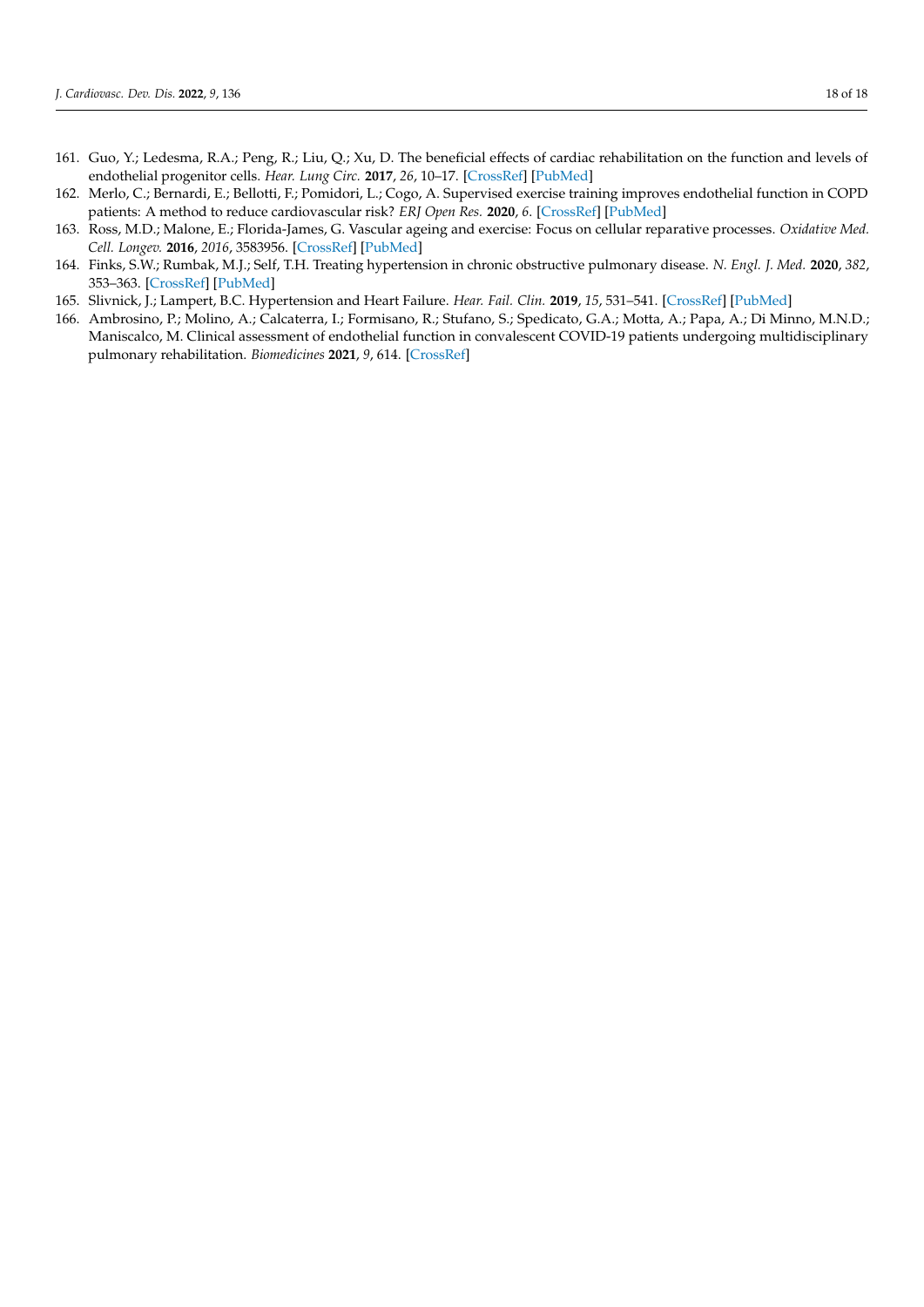161. Guo, Y.; Ledesma, R.A.; Peng, R.; Liu, Q.; Xu, D. The beneficial effects of cardiac rehabilitation on the function and levels of endothelial progenitor cells. *Hear. Lung Circ.* **2017**, *26*, 10–17. [CrossRef] [PubMed]
162. Merlo, C.; Bernardi, E.; Bellotti, F.; Pomidori, L.; Cogo, A. Supervised exercise training improves endothelial function in COPD patients: A method to reduce cardiovascular risk? *ERJ Open Res.* **2020**, *6*. [CrossRef] [PubMed]
163. Ross, M.D.; Malone, E.; Florida-James, G. Vascular ageing and exercise: Focus on cellular reparative processes. *Oxidative Med. Cell. Longev.* **2016**, *2016*, 3583956. [CrossRef] [PubMed]
164. Finks, S.W.; Rumbak, M.J.; Self, T.H. Treating hypertension in chronic obstructive pulmonary disease. *N. Engl. J. Med.* **2020**, *382*, 353–363. [CrossRef] [PubMed]
165. Slivnick, J.; Lampert, B.C. Hypertension and Heart Failure. *Hear. Fail. Clin.* **2019**, *15*, 531–541. [CrossRef] [PubMed]
166. Ambrosino, P.; Molino, A.; Calcaterra, I.; Formisano, R.; Stufano, S.; Spedicato, G.A.; Motta, A.; Papa, A.; Di Minno, M.N.D.; Maniscalco, M. Clinical assessment of endothelial function in convalescent COVID-19 patients undergoing multidisciplinary pulmonary rehabilitation. *Biomedicines* **2021**, *9*, 614. [CrossRef]